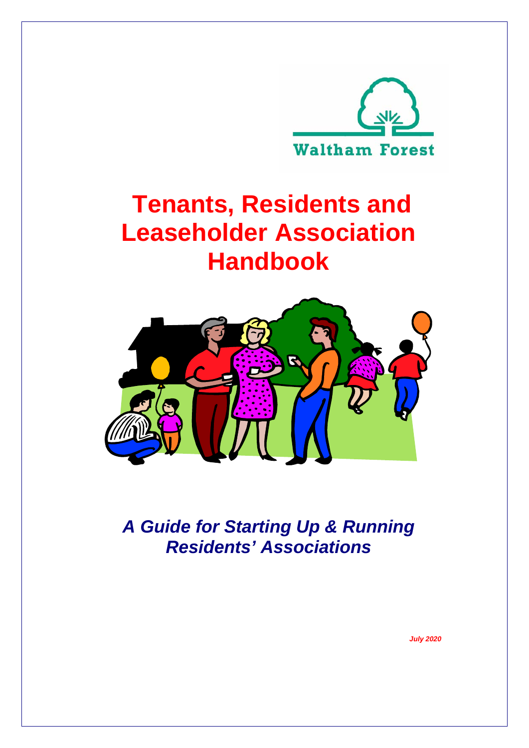Waltham Forest

# Tenants, Residents and Leaseholder Association Handbook

## *A Guide for Starting Up & Running Residents' Associations*

***July 2020***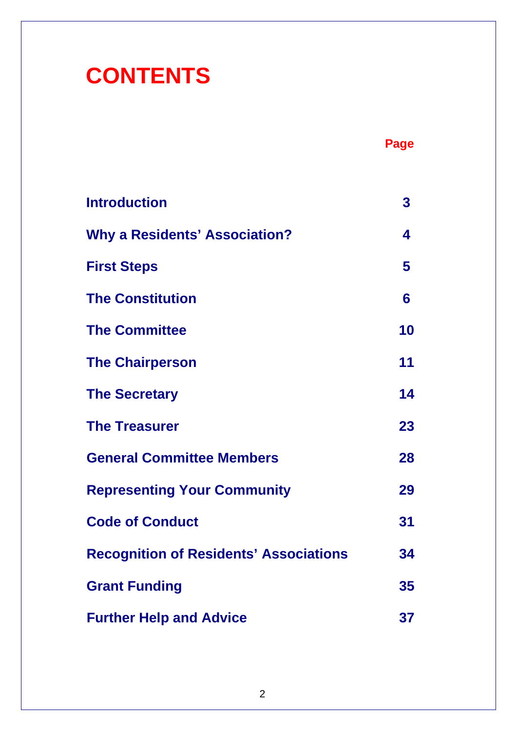# CONTENTS

| | Page |
|---|---|
| **Introduction** | **3** |
| **Why a Residents' Association?** | **4** |
| **First Steps** | **5** |
| **The Constitution** | **6** |
| **The Committee** | **10** |
| **The Chairperson** | **11** |
| **The Secretary** | **14** |
| **The Treasurer** | **23** |
| **General Committee Members** | **28** |
| **Representing Your Community** | **29** |
| **Code of Conduct** | **31** |
| **Recognition of Residents' Associations** | **34** |
| **Grant Funding** | **35** |
| **Further Help and Advice** | **37** |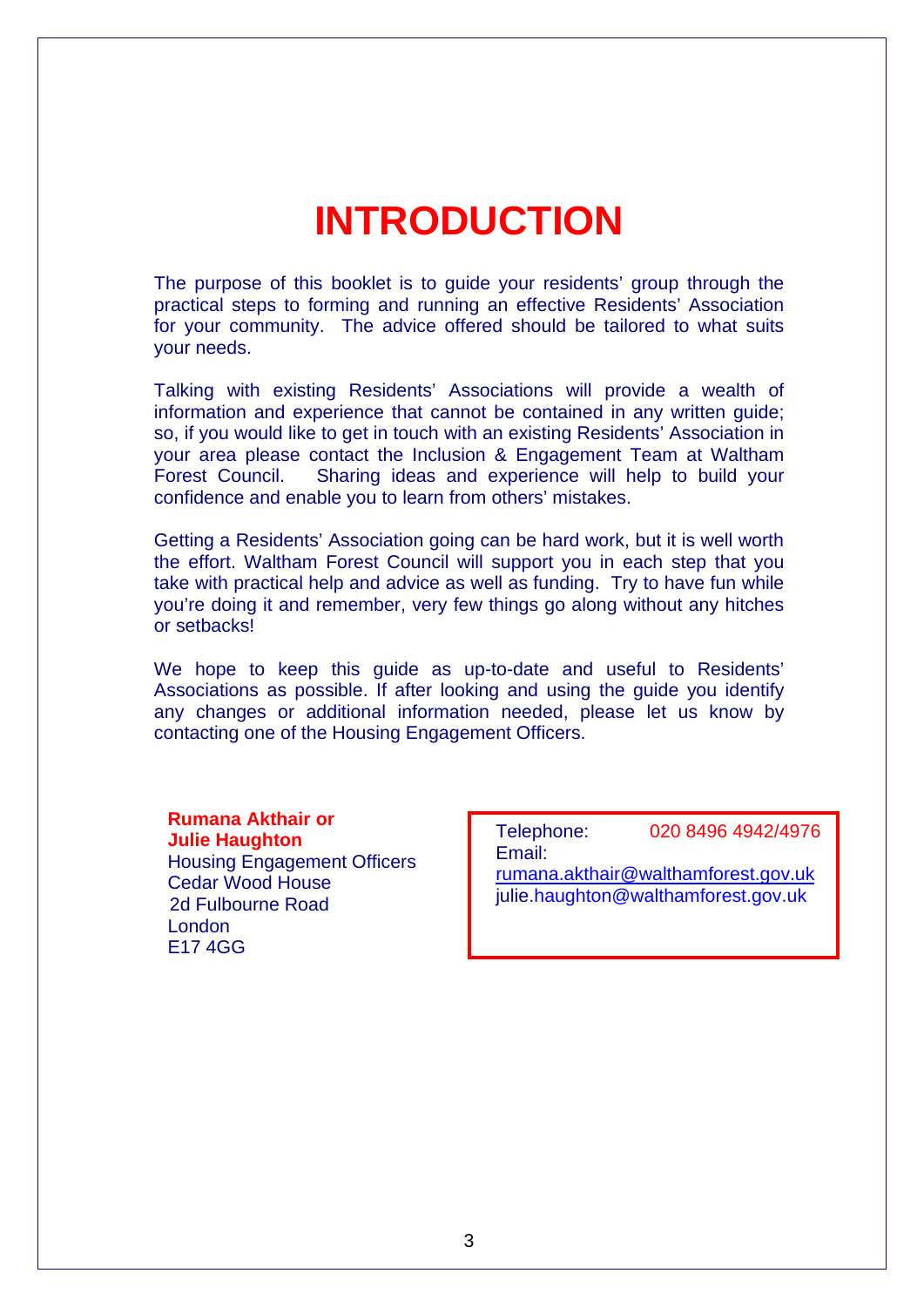# INTRODUCTION

The purpose of this booklet is to guide your residents' group through the practical steps to forming and running an effective Residents' Association for your community. The advice offered should be tailored to what suits your needs.

Talking with existing Residents' Associations will provide a wealth of information and experience that cannot be contained in any written guide; so, if you would like to get in touch with an existing Residents' Association in your area please contact the Inclusion & Engagement Team at Waltham Forest Council. Sharing ideas and experience will help to build your confidence and enable you to learn from others' mistakes.

Getting a Residents' Association going can be hard work, but it is well worth the effort. Waltham Forest Council will support you in each step that you take with practical help and advice as well as funding. Try to have fun while you're doing it and remember, very few things go along without any hitches or setbacks!

We hope to keep this guide as up-to-date and useful to Residents' Associations as possible. If after looking and using the guide you identify any changes or additional information needed, please let us know by contacting one of the Housing Engagement Officers.

**Rumana Akthair or**
**Julie Haughton**
Housing Engagement Officers
Cedar Wood House
2d Fulbourne Road
London
E17 4GG

Telephone: 020 8496 4942/4976
Email:
rumana.akthair@walthamforest.gov.uk
julie.haughton@walthamforest.gov.uk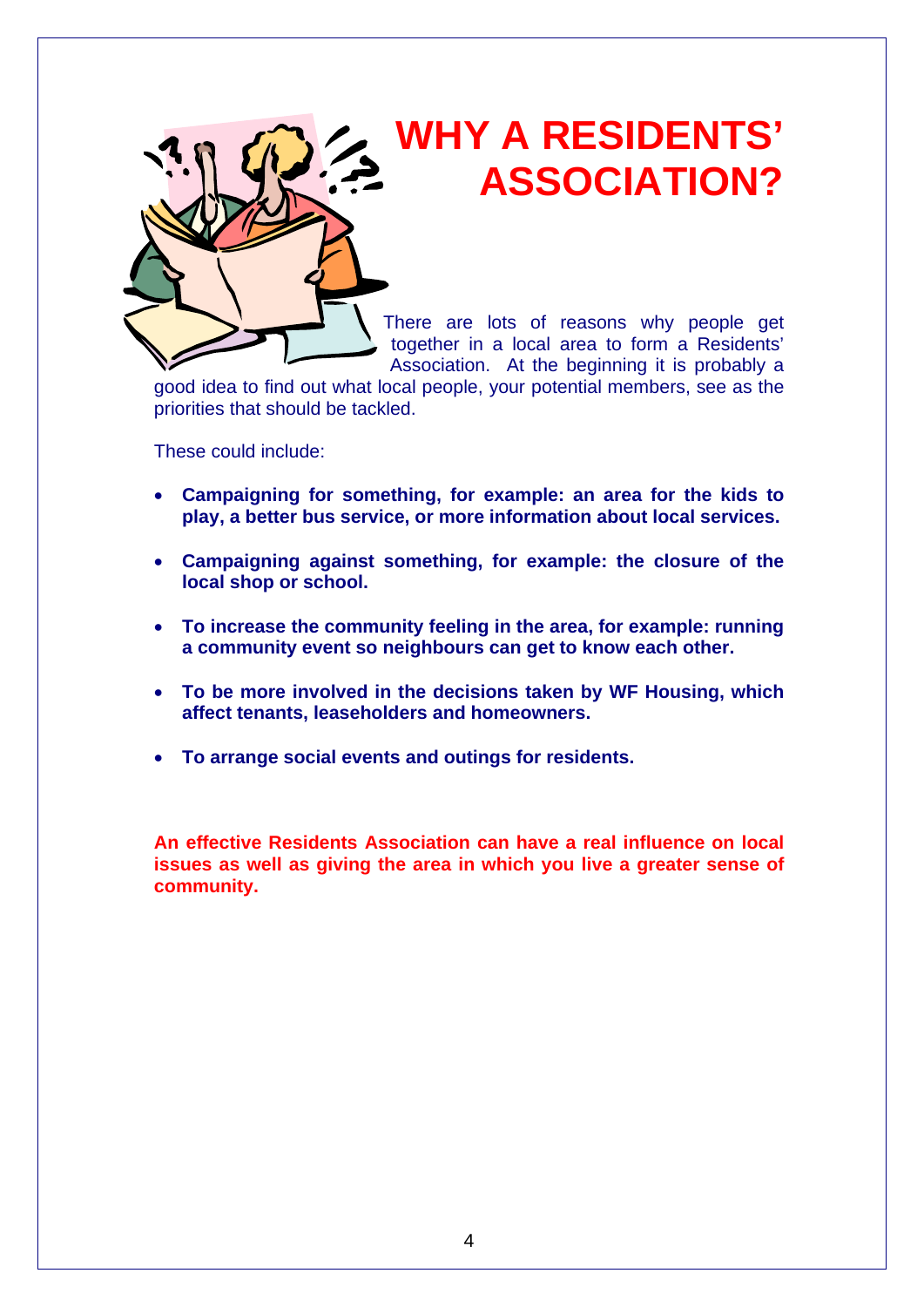# WHY A RESIDENTS' ASSOCIATION?

There are lots of reasons why people get together in a local area to form a Residents' Association. At the beginning it is probably a good idea to find out what local people, your potential members, see as the priorities that should be tackled.

These could include:

- **Campaigning for something, for example: an area for the kids to play, a better bus service, or more information about local services.**
- **Campaigning against something, for example: the closure of the local shop or school.**
- **To increase the community feeling in the area, for example: running a community event so neighbours can get to know each other.**
- **To be more involved in the decisions taken by WF Housing, which affect tenants, leaseholders and homeowners.**
- **To arrange social events and outings for residents.**

**An effective Residents Association can have a real influence on local issues as well as giving the area in which you live a greater sense of community.**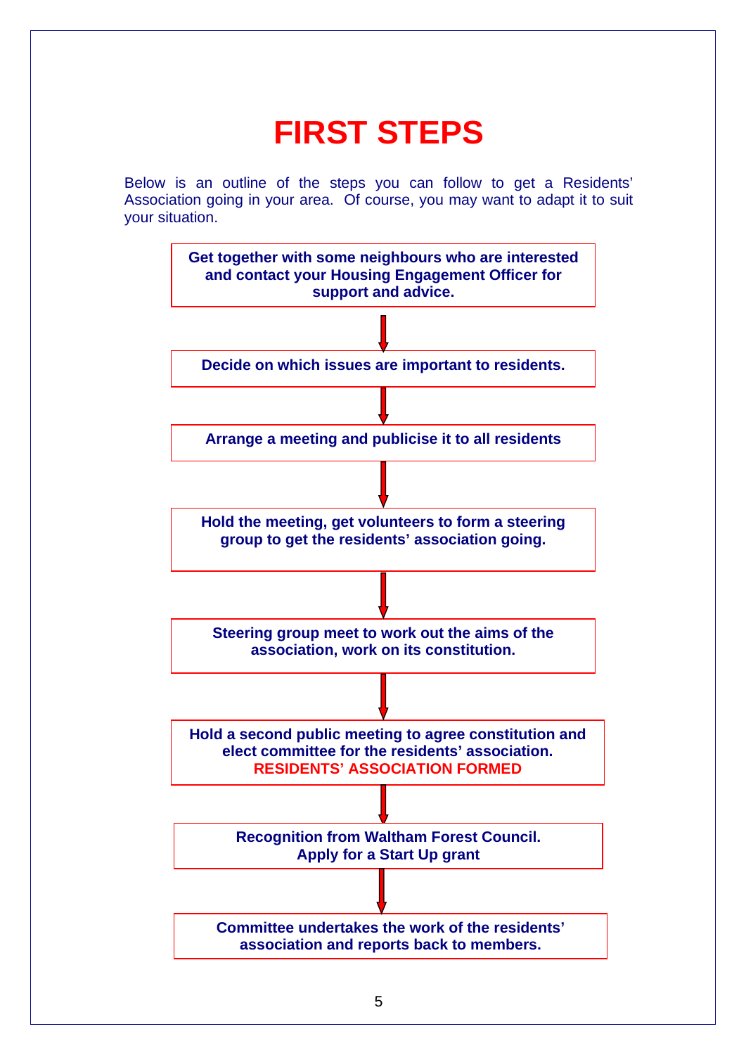# FIRST STEPS

Below is an outline of the steps you can follow to get a Residents' Association going in your area. Of course, you may want to adapt it to suit your situation.

**Get together with some neighbours who are interested and contact your Housing Engagement Officer for support and advice.**

↓

**Decide on which issues are important to residents.**

↓

**Arrange a meeting and publicise it to all residents**

↓

**Hold the meeting, get volunteers to form a steering group to get the residents' association going.**

↓

**Steering group meet to work out the aims of the association, work on its constitution.**

↓

**Hold a second public meeting to agree constitution and elect committee for the residents' association.**
**RESIDENTS' ASSOCIATION FORMED**

↓

**Recognition from Waltham Forest Council.**
**Apply for a Start Up grant**

↓

**Committee undertakes the work of the residents' association and reports back to members.**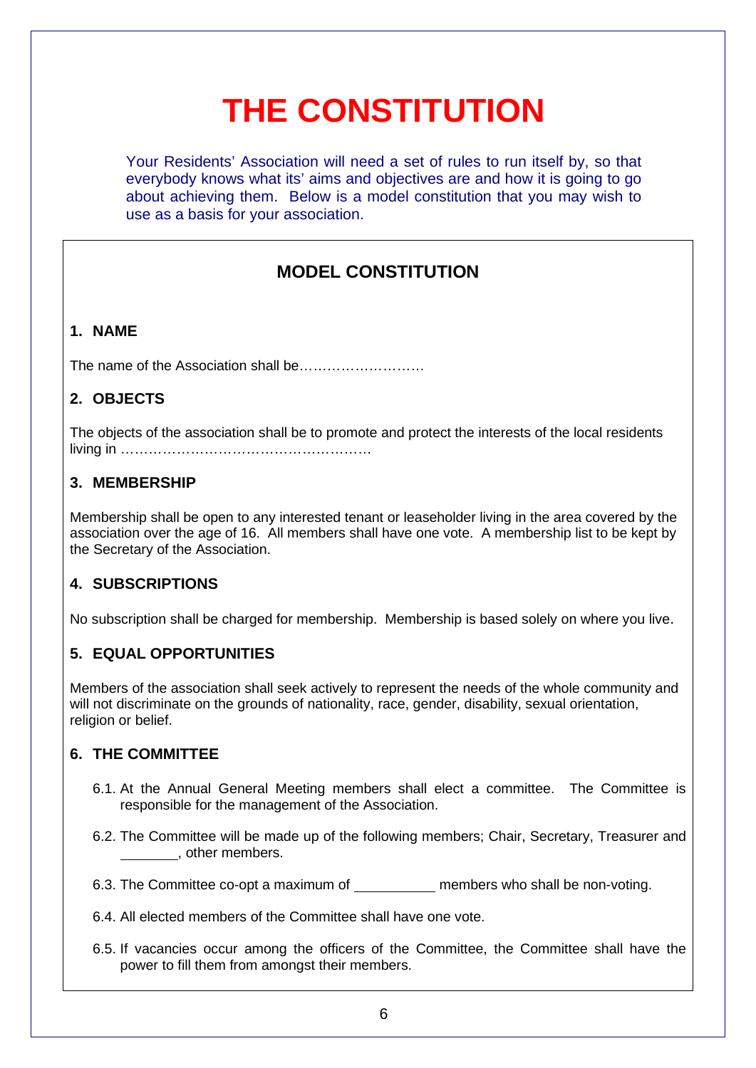# THE CONSTITUTION

Your Residents' Association will need a set of rules to run itself by, so that everybody knows what its' aims and objectives are and how it is going to go about achieving them. Below is a model constitution that you may wish to use as a basis for your association.

## MODEL CONSTITUTION

### 1. NAME

The name of the Association shall be………………………

### 2. OBJECTS

The objects of the association shall be to promote and protect the interests of the local residents living in ………………………………………………

### 3. MEMBERSHIP

Membership shall be open to any interested tenant or leaseholder living in the area covered by the association over the age of 16. All members shall have one vote. A membership list to be kept by the Secretary of the Association.

### 4. SUBSCRIPTIONS

No subscription shall be charged for membership. Membership is based solely on where you live.

### 5. EQUAL OPPORTUNITIES

Members of the association shall seek actively to represent the needs of the whole community and will not discriminate on the grounds of nationality, race, gender, disability, sexual orientation, religion or belief.

### 6. THE COMMITTEE

6.1. At the Annual General Meeting members shall elect a committee. The Committee is responsible for the management of the Association.

6.2. The Committee will be made up of the following members; Chair, Secretary, Treasurer and ________, other members.

6.3. The Committee co-opt a maximum of __________ members who shall be non-voting.

6.4. All elected members of the Committee shall have one vote.

6.5. If vacancies occur among the officers of the Committee, the Committee shall have the power to fill them from amongst their members.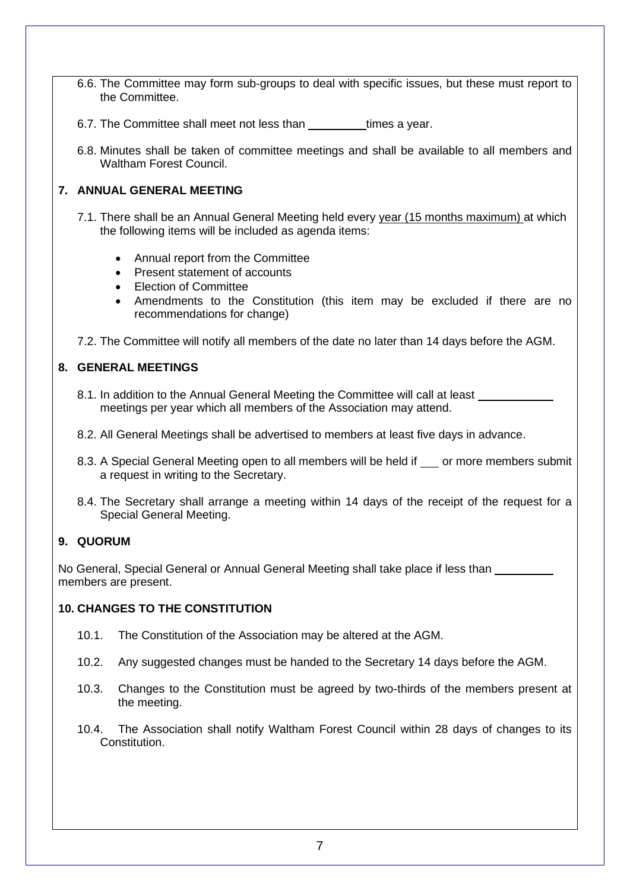6.6. The Committee may form sub-groups to deal with specific issues, but these must report to the Committee.

6.7. The Committee shall meet not less than _________ times a year.

6.8. Minutes shall be taken of committee meetings and shall be available to all members and Waltham Forest Council.

## 7. ANNUAL GENERAL MEETING

7.1. There shall be an Annual General Meeting held every year (15 months maximum) at which the following items will be included as agenda items:

- Annual report from the Committee
- Present statement of accounts
- Election of Committee
- Amendments to the Constitution (this item may be excluded if there are no recommendations for change)

7.2. The Committee will notify all members of the date no later than 14 days before the AGM.

## 8. GENERAL MEETINGS

8.1. In addition to the Annual General Meeting the Committee will call at least ___________ meetings per year which all members of the Association may attend.

8.2. All General Meetings shall be advertised to members at least five days in advance.

8.3. A Special General Meeting open to all members will be held if ___ or more members submit a request in writing to the Secretary.

8.4. The Secretary shall arrange a meeting within 14 days of the receipt of the request for a Special General Meeting.

## 9. QUORUM

No General, Special General or Annual General Meeting shall take place if less than _________ members are present.

## 10. CHANGES TO THE CONSTITUTION

10.1. The Constitution of the Association may be altered at the AGM.

10.2. Any suggested changes must be handed to the Secretary 14 days before the AGM.

10.3. Changes to the Constitution must be agreed by two-thirds of the members present at the meeting.

10.4. The Association shall notify Waltham Forest Council within 28 days of changes to its Constitution.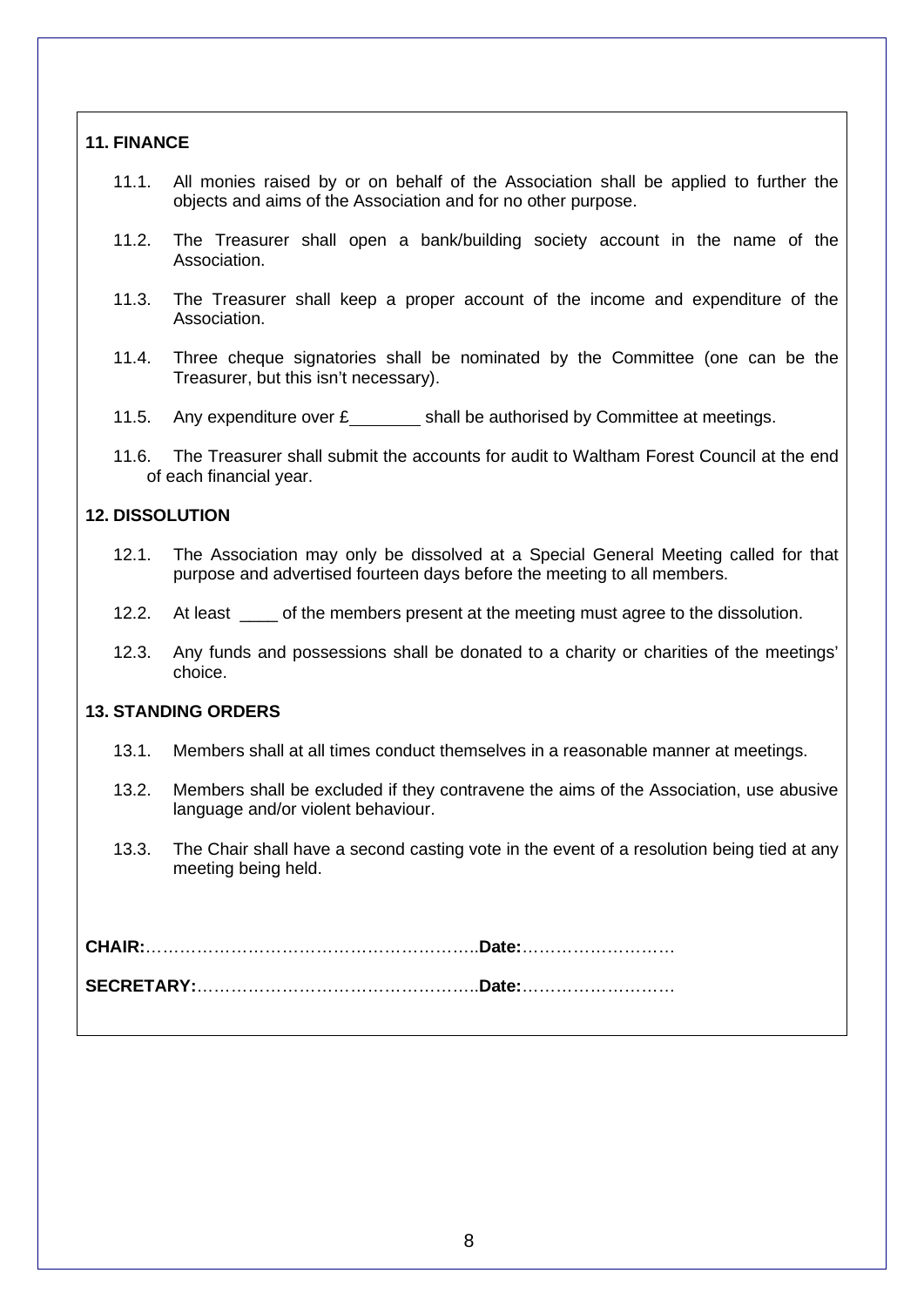## 11. FINANCE

11.1. All monies raised by or on behalf of the Association shall be applied to further the objects and aims of the Association and for no other purpose.

11.2. The Treasurer shall open a bank/building society account in the name of the Association.

11.3. The Treasurer shall keep a proper account of the income and expenditure of the Association.

11.4. Three cheque signatories shall be nominated by the Committee (one can be the Treasurer, but this isn't necessary).

11.5. Any expenditure over £________ shall be authorised by Committee at meetings.

11.6. The Treasurer shall submit the accounts for audit to Waltham Forest Council at the end of each financial year.

## 12. DISSOLUTION

12.1. The Association may only be dissolved at a Special General Meeting called for that purpose and advertised fourteen days before the meeting to all members.

12.2. At least ____ of the members present at the meeting must agree to the dissolution.

12.3. Any funds and possessions shall be donated to a charity or charities of the meetings' choice.

## 13. STANDING ORDERS

13.1. Members shall at all times conduct themselves in a reasonable manner at meetings.

13.2. Members shall be excluded if they contravene the aims of the Association, use abusive language and/or violent behaviour.

13.3. The Chair shall have a second casting vote in the event of a resolution being tied at any meeting being held.

**CHAIR:**…………………………………………………..**Date:**………………………

**SECRETARY:**…………………………………………..**Date:**………………………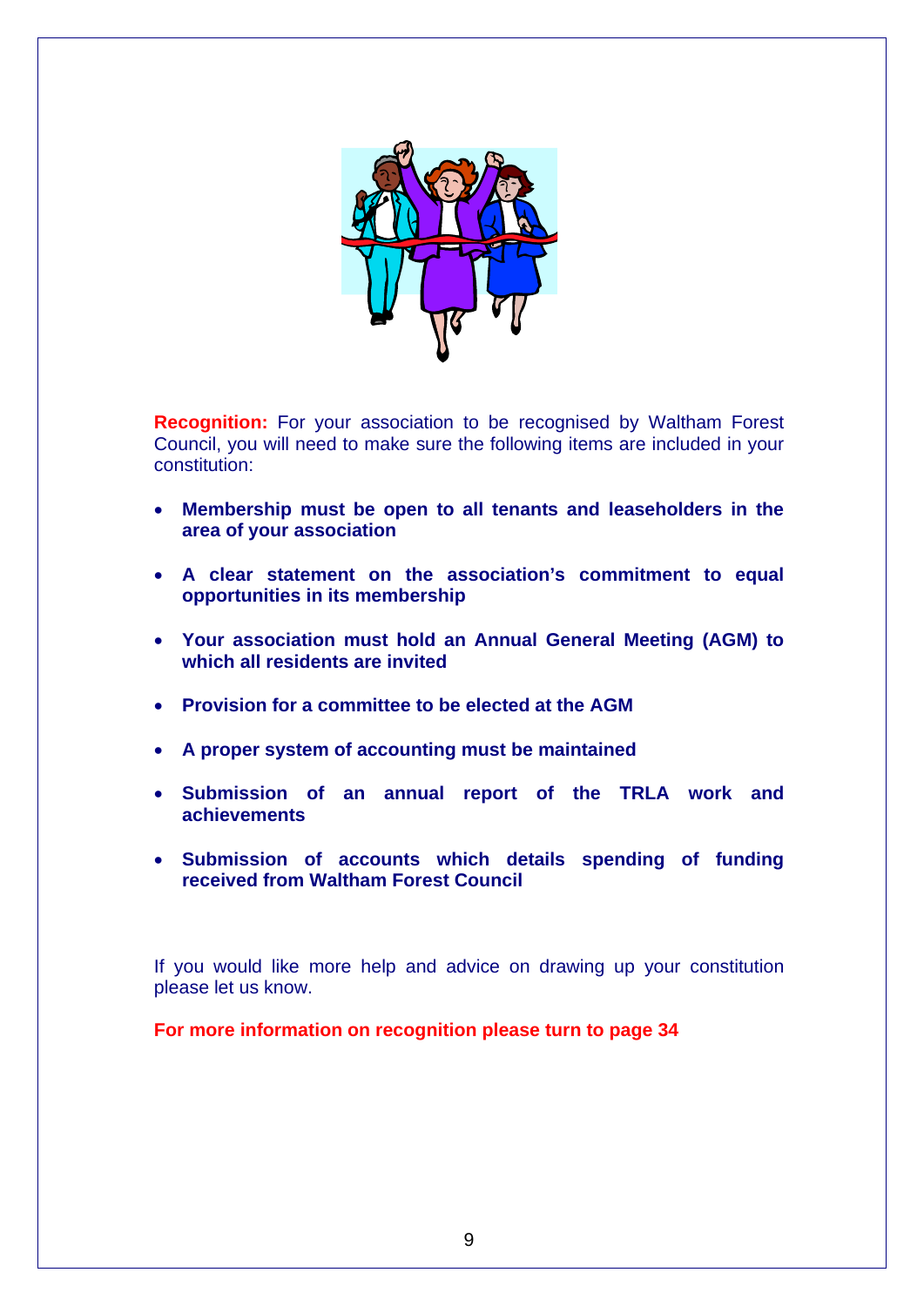**Recognition:** For your association to be recognised by Waltham Forest Council, you will need to make sure the following items are included in your constitution:

- **Membership must be open to all tenants and leaseholders in the area of your association**
- **A clear statement on the association's commitment to equal opportunities in its membership**
- **Your association must hold an Annual General Meeting (AGM) to which all residents are invited**
- **Provision for a committee to be elected at the AGM**
- **A proper system of accounting must be maintained**
- **Submission of an annual report of the TRLA work and achievements**
- **Submission of accounts which details spending of funding received from Waltham Forest Council**

If you would like more help and advice on drawing up your constitution please let us know.

**For more information on recognition please turn to page 34**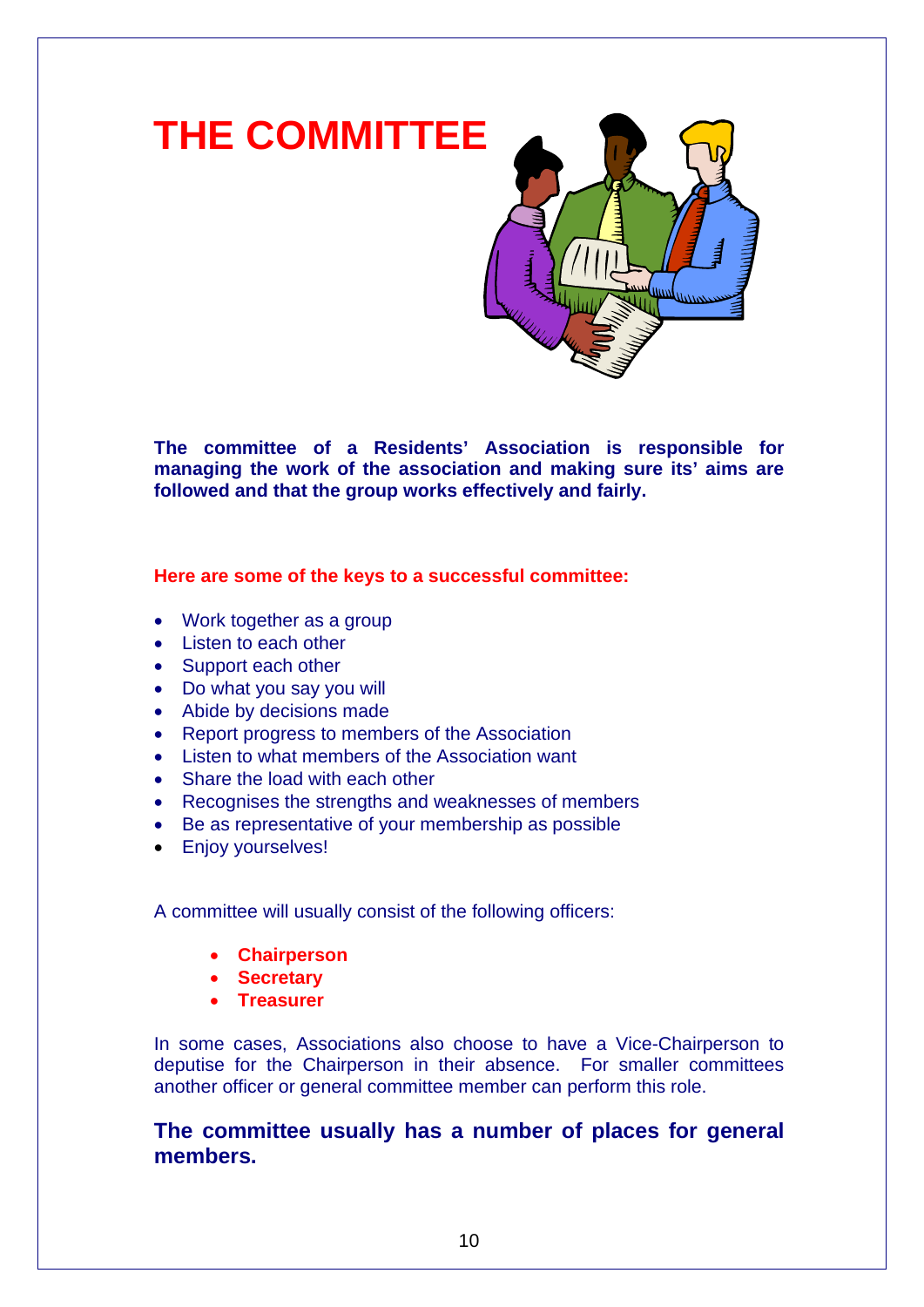# THE COMMITTEE

**The committee of a Residents' Association is responsible for managing the work of the association and making sure its' aims are followed and that the group works effectively and fairly.**

**Here are some of the keys to a successful committee:**

- Work together as a group
- Listen to each other
- Support each other
- Do what you say you will
- Abide by decisions made
- Report progress to members of the Association
- Listen to what members of the Association want
- Share the load with each other
- Recognises the strengths and weaknesses of members
- Be as representative of your membership as possible
- Enjoy yourselves!

A committee will usually consist of the following officers:

- **Chairperson**
- **Secretary**
- **Treasurer**

In some cases, Associations also choose to have a Vice-Chairperson to deputise for the Chairperson in their absence. For smaller committees another officer or general committee member can perform this role.

**The committee usually has a number of places for general members.**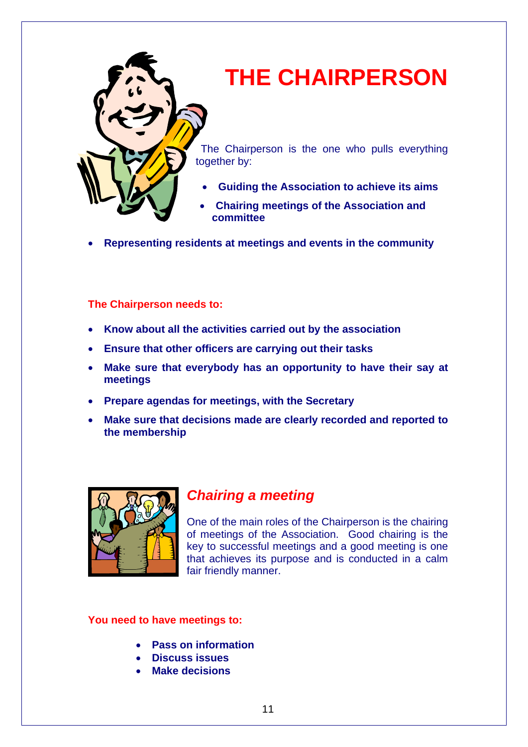# THE CHAIRPERSON

The Chairperson is the one who pulls everything together by:

- **Guiding the Association to achieve its aims**
- **Chairing meetings of the Association and committee**
- **Representing residents at meetings and events in the community**

**The Chairperson needs to:**

- **Know about all the activities carried out by the association**
- **Ensure that other officers are carrying out their tasks**
- **Make sure that everybody has an opportunity to have their say at meetings**
- **Prepare agendas for meetings, with the Secretary**
- **Make sure that decisions made are clearly recorded and reported to the membership**

## *Chairing a meeting*

One of the main roles of the Chairperson is the chairing of meetings of the Association. Good chairing is the key to successful meetings and a good meeting is one that achieves its purpose and is conducted in a calm fair friendly manner.

**You need to have meetings to:**

- **Pass on information**
- **Discuss issues**
- **Make decisions**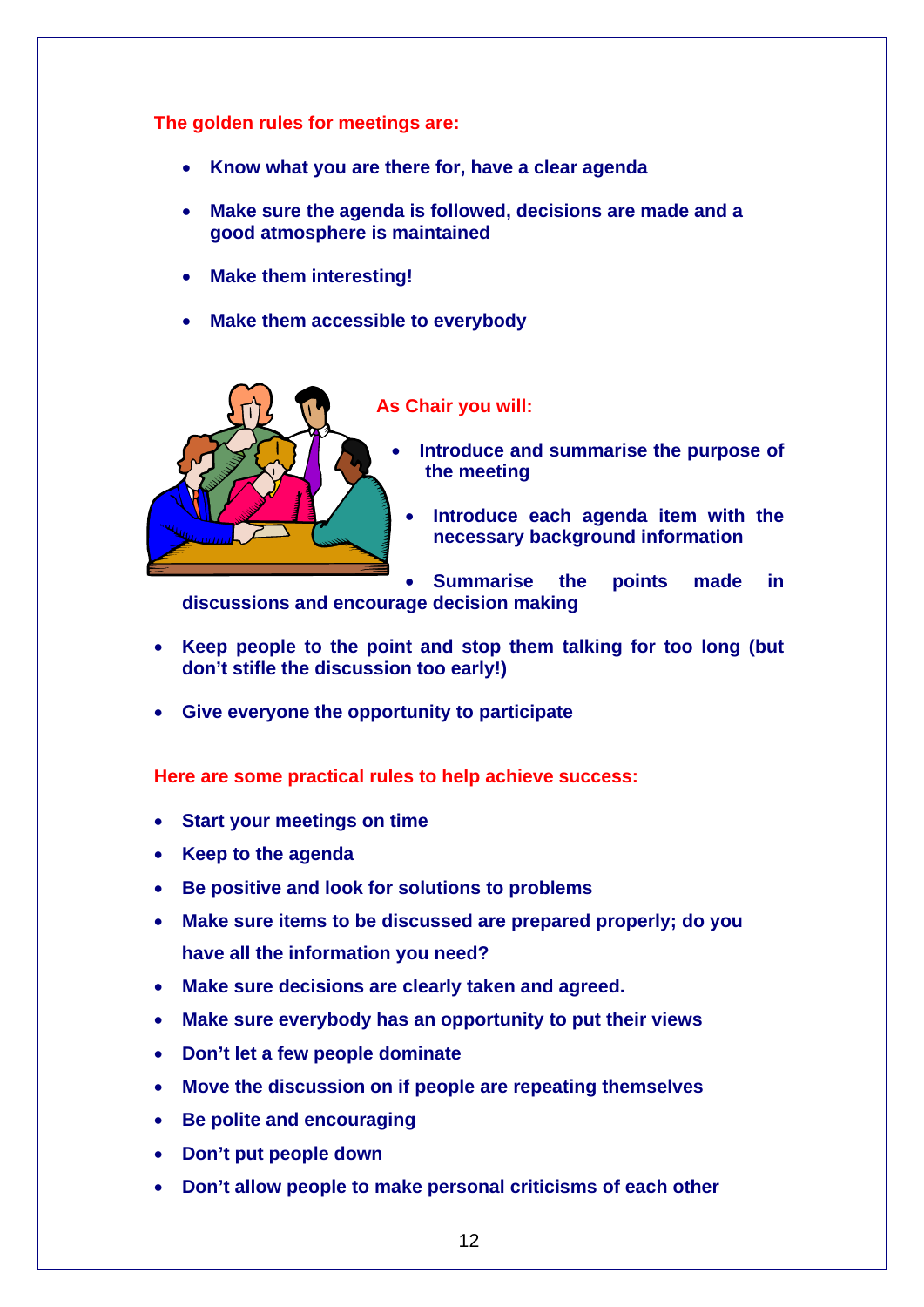**The golden rules for meetings are:**

- **Know what you are there for, have a clear agenda**
- **Make sure the agenda is followed, decisions are made and a good atmosphere is maintained**
- **Make them interesting!**
- **Make them accessible to everybody**

**As Chair you will:**

- **Introduce and summarise the purpose of the meeting**
- **Introduce each agenda item with the necessary background information**
- **Summarise the points made in discussions and encourage decision making**
- **Keep people to the point and stop them talking for too long (but don't stifle the discussion too early!)**
- **Give everyone the opportunity to participate**

**Here are some practical rules to help achieve success:**

- **Start your meetings on time**
- **Keep to the agenda**
- **Be positive and look for solutions to problems**
- **Make sure items to be discussed are prepared properly; do you have all the information you need?**
- **Make sure decisions are clearly taken and agreed.**
- **Make sure everybody has an opportunity to put their views**
- **Don't let a few people dominate**
- **Move the discussion on if people are repeating themselves**
- **Be polite and encouraging**
- **Don't put people down**
- **Don't allow people to make personal criticisms of each other**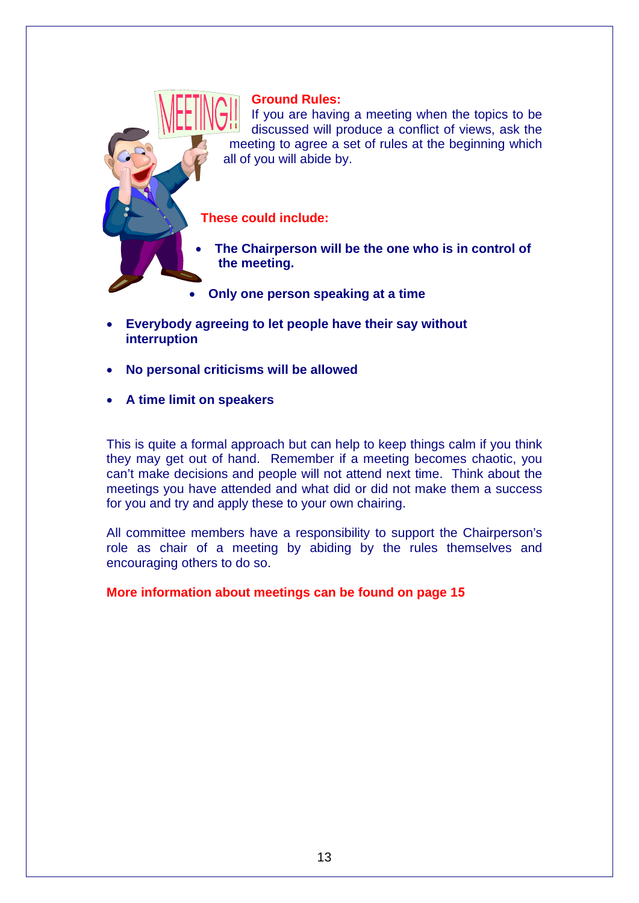**Ground Rules:**

If you are having a meeting when the topics to be discussed will produce a conflict of views, ask the meeting to agree a set of rules at the beginning which all of you will abide by.

**These could include:**

- **The Chairperson will be the one who is in control of the meeting.**
- **Only one person speaking at a time**
- **Everybody agreeing to let people have their say without interruption**
- **No personal criticisms will be allowed**
- **A time limit on speakers**

This is quite a formal approach but can help to keep things calm if you think they may get out of hand. Remember if a meeting becomes chaotic, you can't make decisions and people will not attend next time. Think about the meetings you have attended and what did or did not make them a success for you and try and apply these to your own chairing.

All committee members have a responsibility to support the Chairperson's role as chair of a meeting by abiding by the rules themselves and encouraging others to do so.

**More information about meetings can be found on page 15**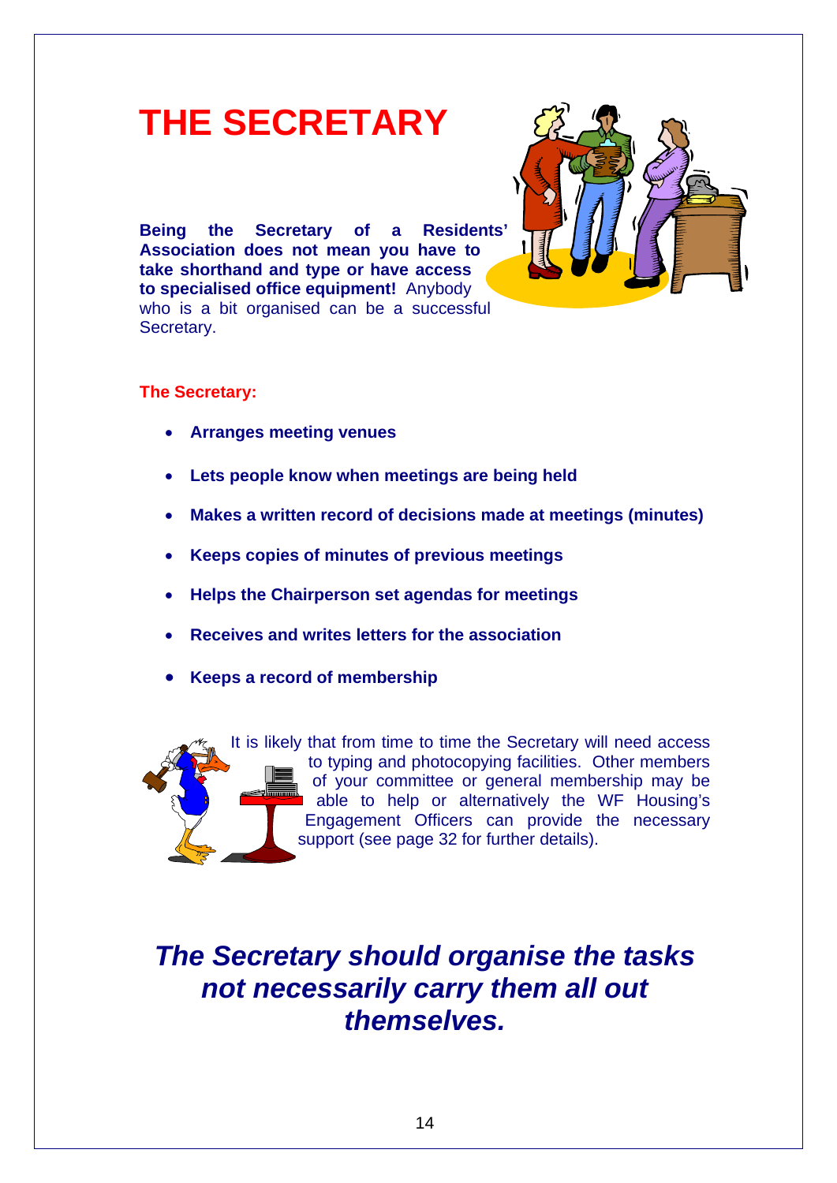# THE SECRETARY

**Being the Secretary of a Residents' Association does not mean you have to take shorthand and type or have access to specialised office equipment!** Anybody who is a bit organised can be a successful Secretary.

**The Secretary:**

- **Arranges meeting venues**
- **Lets people know when meetings are being held**
- **Makes a written record of decisions made at meetings (minutes)**
- **Keeps copies of minutes of previous meetings**
- **Helps the Chairperson set agendas for meetings**
- **Receives and writes letters for the association**
- **Keeps a record of membership**

It is likely that from time to time the Secretary will need access to typing and photocopying facilities. Other members of your committee or general membership may be able to help or alternatively the WF Housing's Engagement Officers can provide the necessary support (see page 32 for further details).

***The Secretary should organise the tasks not necessarily carry them all out themselves.***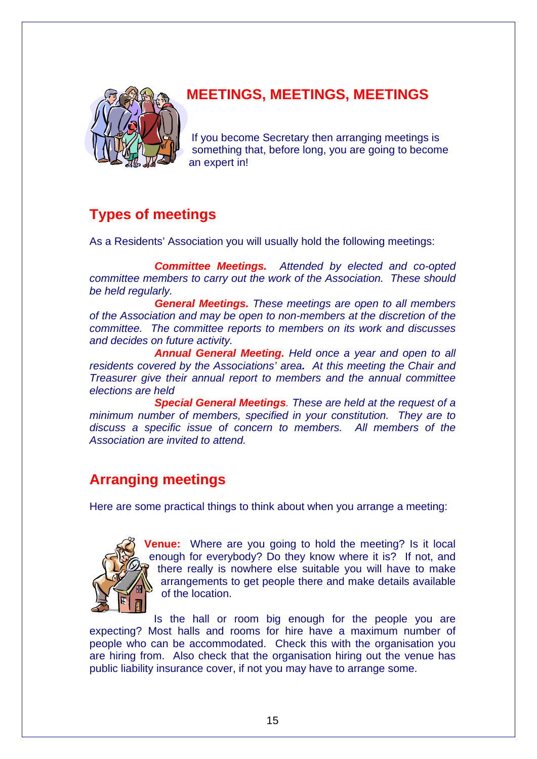# MEETINGS, MEETINGS, MEETINGS

If you become Secretary then arranging meetings is something that, before long, you are going to become an expert in!

## Types of meetings

As a Residents' Association you will usually hold the following meetings:

***Committee Meetings.*** *Attended by elected and co-opted committee members to carry out the work of the Association. These should be held regularly.*

***General Meetings.*** *These meetings are open to all members of the Association and may be open to non-members at the discretion of the committee. The committee reports to members on its work and discusses and decides on future activity.*

***Annual General Meeting.*** *Held once a year and open to all residents covered by the Associations' area. At this meeting the Chair and Treasurer give their annual report to members and the annual committee elections are held*

***Special General Meetings****. These are held at the request of a minimum number of members, specified in your constitution. They are to discuss a specific issue of concern to members. All members of the Association are invited to attend.*

## Arranging meetings

Here are some practical things to think about when you arrange a meeting:

**Venue:** Where are you going to hold the meeting? Is it local enough for everybody? Do they know where it is? If not, and there really is nowhere else suitable you will have to make arrangements to get people there and make details available of the location.

Is the hall or room big enough for the people you are expecting? Most halls and rooms for hire have a maximum number of people who can be accommodated. Check this with the organisation you are hiring from. Also check that the organisation hiring out the venue has public liability insurance cover, if not you may have to arrange some.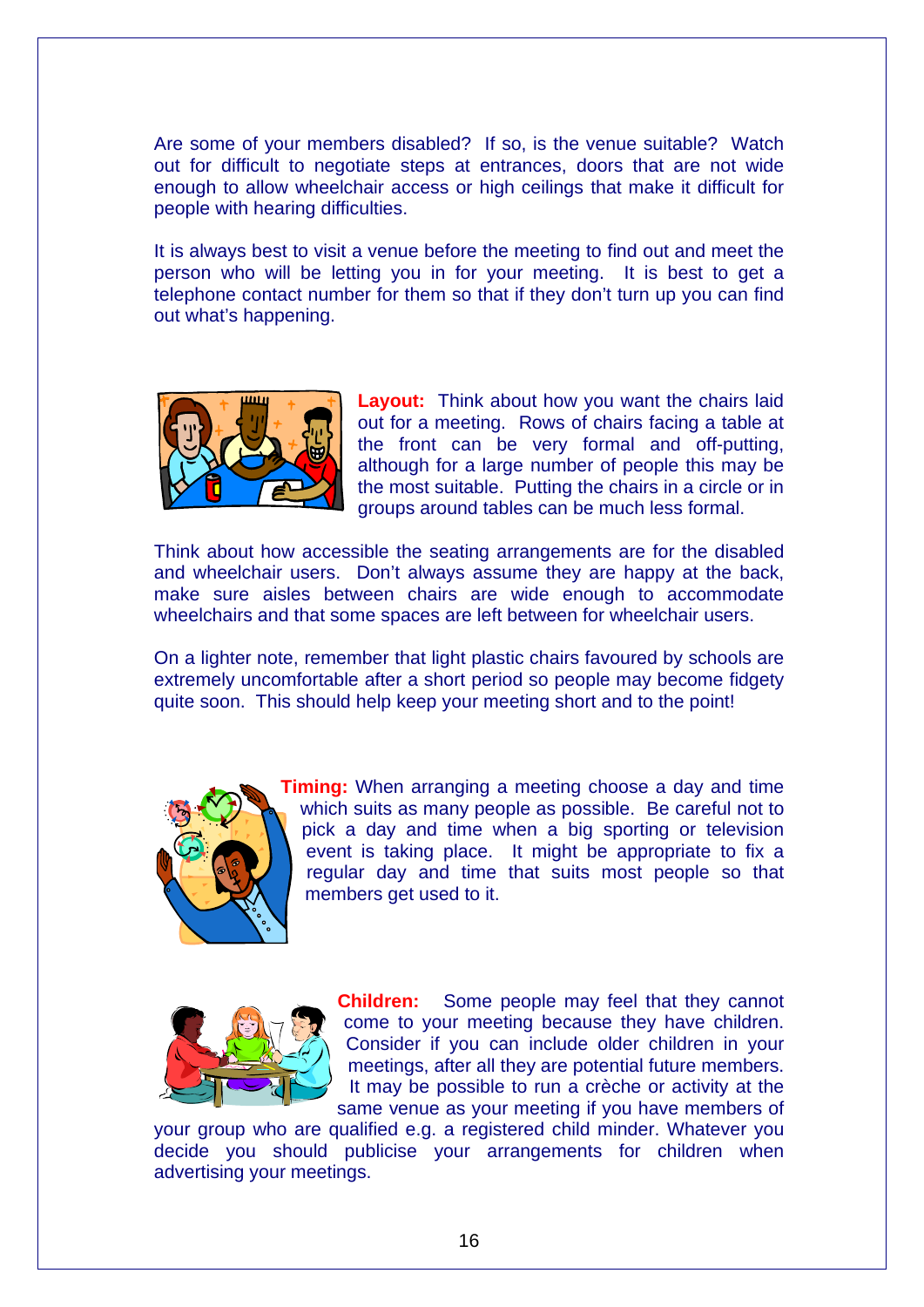Are some of your members disabled? If so, is the venue suitable? Watch out for difficult to negotiate steps at entrances, doors that are not wide enough to allow wheelchair access or high ceilings that make it difficult for people with hearing difficulties.

It is always best to visit a venue before the meeting to find out and meet the person who will be letting you in for your meeting. It is best to get a telephone contact number for them so that if they don't turn up you can find out what's happening.

**Layout:** Think about how you want the chairs laid out for a meeting. Rows of chairs facing a table at the front can be very formal and off-putting, although for a large number of people this may be the most suitable. Putting the chairs in a circle or in groups around tables can be much less formal.

Think about how accessible the seating arrangements are for the disabled and wheelchair users. Don't always assume they are happy at the back, make sure aisles between chairs are wide enough to accommodate wheelchairs and that some spaces are left between for wheelchair users.

On a lighter note, remember that light plastic chairs favoured by schools are extremely uncomfortable after a short period so people may become fidgety quite soon. This should help keep your meeting short and to the point!

**Timing:** When arranging a meeting choose a day and time which suits as many people as possible. Be careful not to pick a day and time when a big sporting or television event is taking place. It might be appropriate to fix a regular day and time that suits most people so that members get used to it.

**Children:** Some people may feel that they cannot come to your meeting because they have children. Consider if you can include older children in your meetings, after all they are potential future members. It may be possible to run a crèche or activity at the same venue as your meeting if you have members of your group who are qualified e.g. a registered child minder. Whatever you decide you should publicise your arrangements for children when advertising your meetings.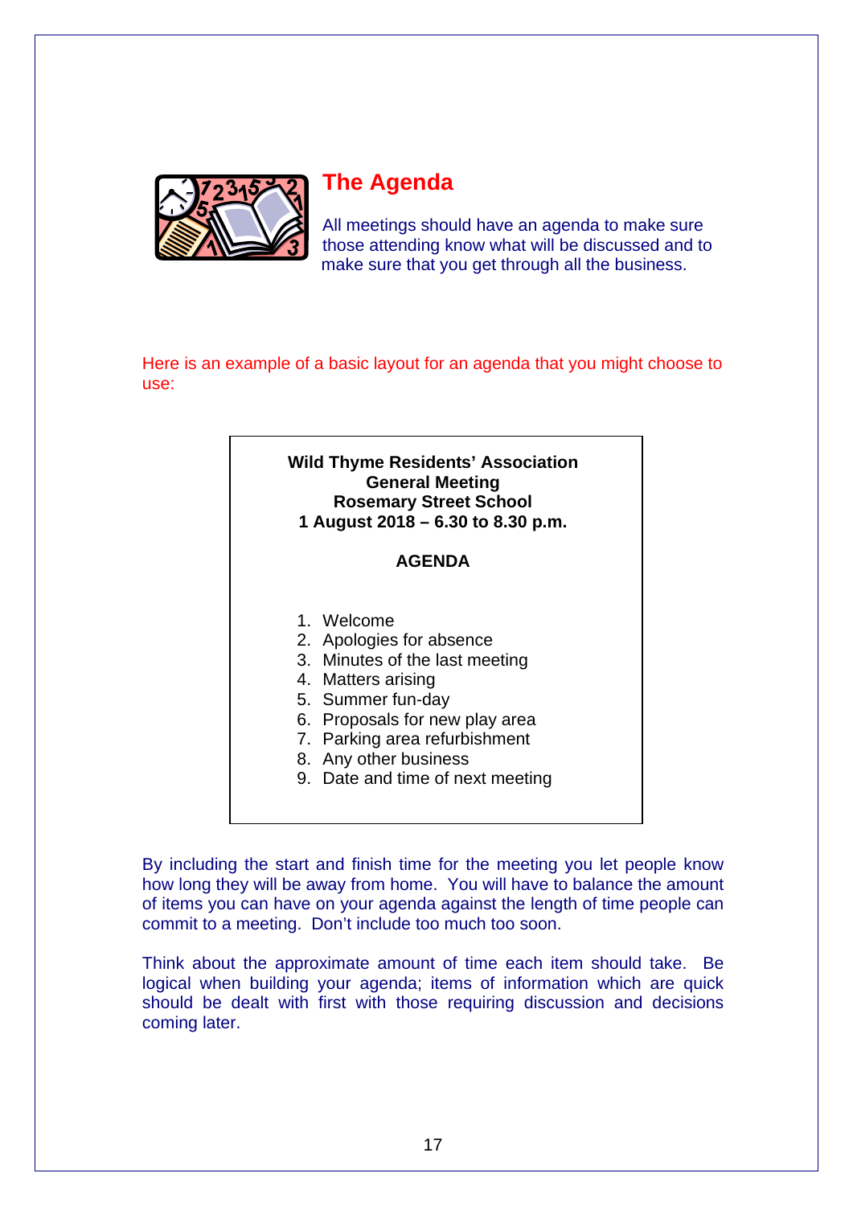## The Agenda

All meetings should have an agenda to make sure those attending know what will be discussed and to make sure that you get through all the business.

Here is an example of a basic layout for an agenda that you might choose to use:

> **Wild Thyme Residents' Association**
> **General Meeting**
> **Rosemary Street School**
> **1 August 2018 – 6.30 to 8.30 p.m.**
>
> **AGENDA**
>
> 1. Welcome
> 2. Apologies for absence
> 3. Minutes of the last meeting
> 4. Matters arising
> 5. Summer fun-day
> 6. Proposals for new play area
> 7. Parking area refurbishment
> 8. Any other business
> 9. Date and time of next meeting

By including the start and finish time for the meeting you let people know how long they will be away from home. You will have to balance the amount of items you can have on your agenda against the length of time people can commit to a meeting. Don't include too much too soon.

Think about the approximate amount of time each item should take. Be logical when building your agenda; items of information which are quick should be dealt with first with those requiring discussion and decisions coming later.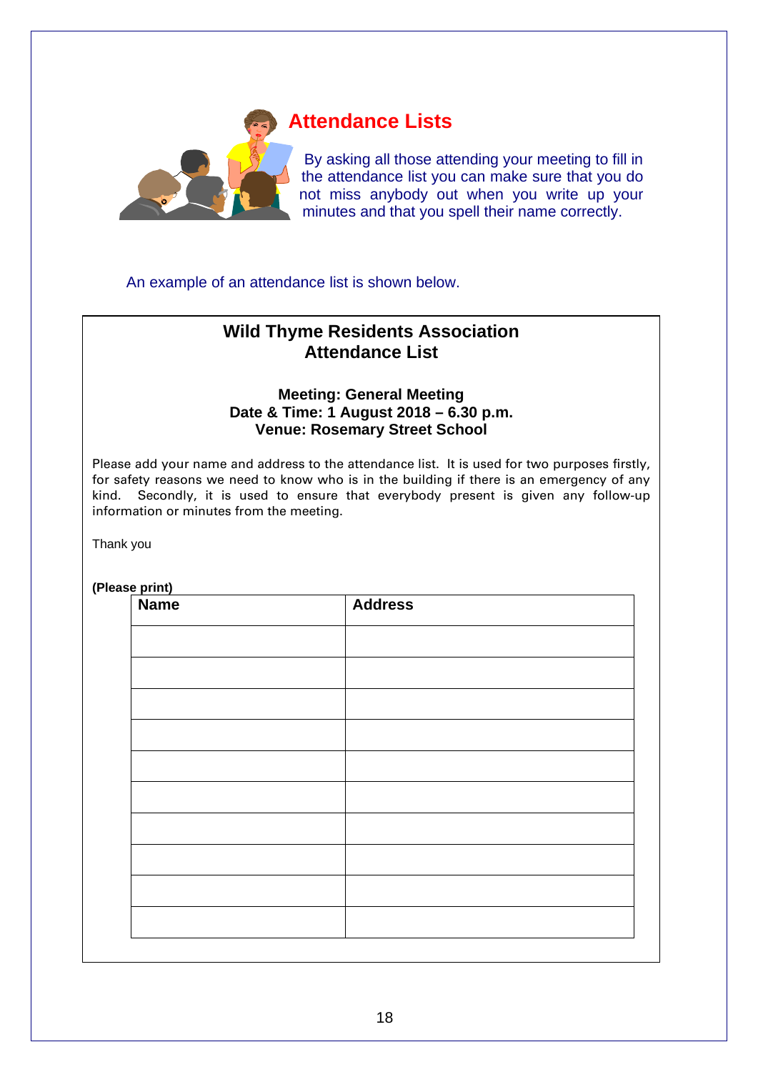## Attendance Lists

By asking all those attending your meeting to fill in the attendance list you can make sure that you do not miss anybody out when you write up your minutes and that you spell their name correctly.

An example of an attendance list is shown below.

---

**Wild Thyme Residents Association**
**Attendance List**

**Meeting: General Meeting**
**Date & Time: 1 August 2018 – 6.30 p.m.**
**Venue: Rosemary Street School**

Please add your name and address to the attendance list. It is used for two purposes firstly, for safety reasons we need to know who is in the building if there is an emergency of any kind. Secondly, it is used to ensure that everybody present is given any follow-up information or minutes from the meeting.

Thank you

**(Please print)**

| Name | Address |
|---|---|
| | |
| | |
| | |
| | |
| | |
| | |
| | |
| | |
| | |
| | |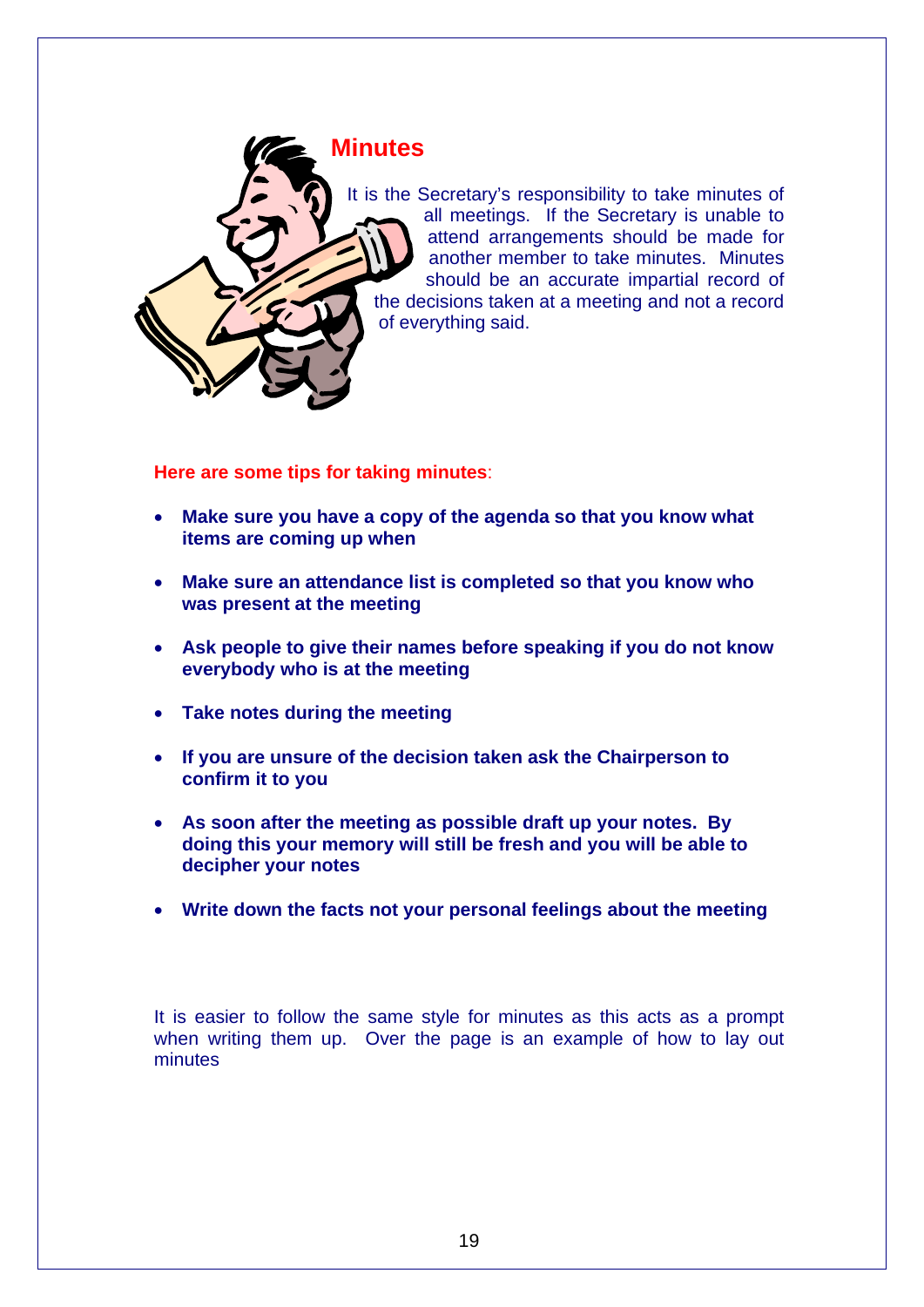## Minutes

It is the Secretary's responsibility to take minutes of all meetings. If the Secretary is unable to attend arrangements should be made for another member to take minutes. Minutes should be an accurate impartial record of the decisions taken at a meeting and not a record of everything said.

**Here are some tips for taking minutes**:

- **Make sure you have a copy of the agenda so that you know what items are coming up when**
- **Make sure an attendance list is completed so that you know who was present at the meeting**
- **Ask people to give their names before speaking if you do not know everybody who is at the meeting**
- **Take notes during the meeting**
- **If you are unsure of the decision taken ask the Chairperson to confirm it to you**
- **As soon after the meeting as possible draft up your notes. By doing this your memory will still be fresh and you will be able to decipher your notes**
- **Write down the facts not your personal feelings about the meeting**

It is easier to follow the same style for minutes as this acts as a prompt when writing them up. Over the page is an example of how to lay out minutes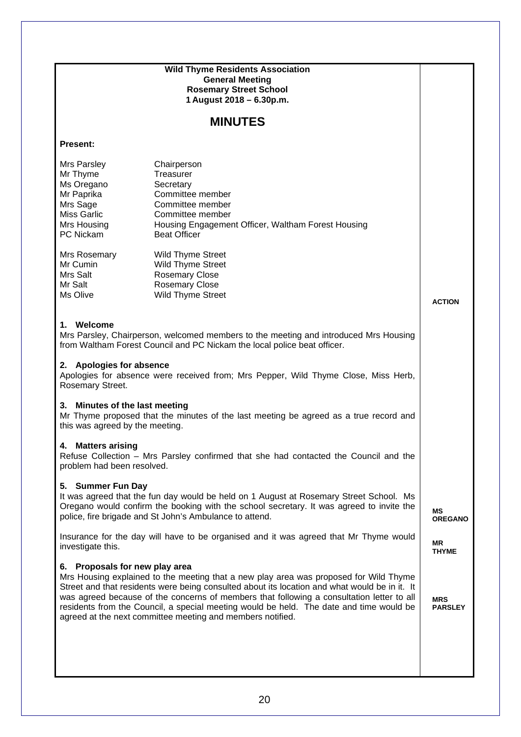**Wild Thyme Residents Association**
**General Meeting**
**Rosemary Street School**
**1 August 2018 – 6.30p.m.**

# MINUTES

**Present:**

| | |
|---|---|
| Mrs Parsley | Chairperson |
| Mr Thyme | Treasurer |
| Ms Oregano | Secretary |
| Mr Paprika | Committee member |
| Mrs Sage | Committee member |
| Miss Garlic | Committee member |
| Mrs Housing | Housing Engagement Officer, Waltham Forest Housing |
| PC Nickam | Beat Officer |
| Mrs Rosemary | Wild Thyme Street |
| Mr Cumin | Wild Thyme Street |
| Mrs Salt | Rosemary Close |
| Mr Salt | Rosemary Close |
| Ms Olive | Wild Thyme Street |

| | **ACTION** |
|---|---|
| **1. Welcome**<br>Mrs Parsley, Chairperson, welcomed members to the meeting and introduced Mrs Housing from Waltham Forest Council and PC Nickam the local police beat officer. | |
| **2. Apologies for absence**<br>Apologies for absence were received from; Mrs Pepper, Wild Thyme Close, Miss Herb, Rosemary Street. | |
| **3. Minutes of the last meeting**<br>Mr Thyme proposed that the minutes of the last meeting be agreed as a true record and this was agreed by the meeting. | |
| **4. Matters arising**<br>Refuse Collection – Mrs Parsley confirmed that she had contacted the Council and the problem had been resolved. | |
| **5. Summer Fun Day**<br>It was agreed that the fun day would be held on 1 August at Rosemary Street School. Ms Oregano would confirm the booking with the school secretary. It was agreed to invite the police, fire brigade and St John's Ambulance to attend. | **MS OREGANO** |
| Insurance for the day will have to be organised and it was agreed that Mr Thyme would investigate this. | **MR THYME** |
| **6. Proposals for new play area**<br>Mrs Housing explained to the meeting that a new play area was proposed for Wild Thyme Street and that residents were being consulted about its location and what would be in it. It was agreed because of the concerns of members that following a consultation letter to all residents from the Council, a special meeting would be held. The date and time would be agreed at the next committee meeting and members notified. | **MRS PARSLEY** |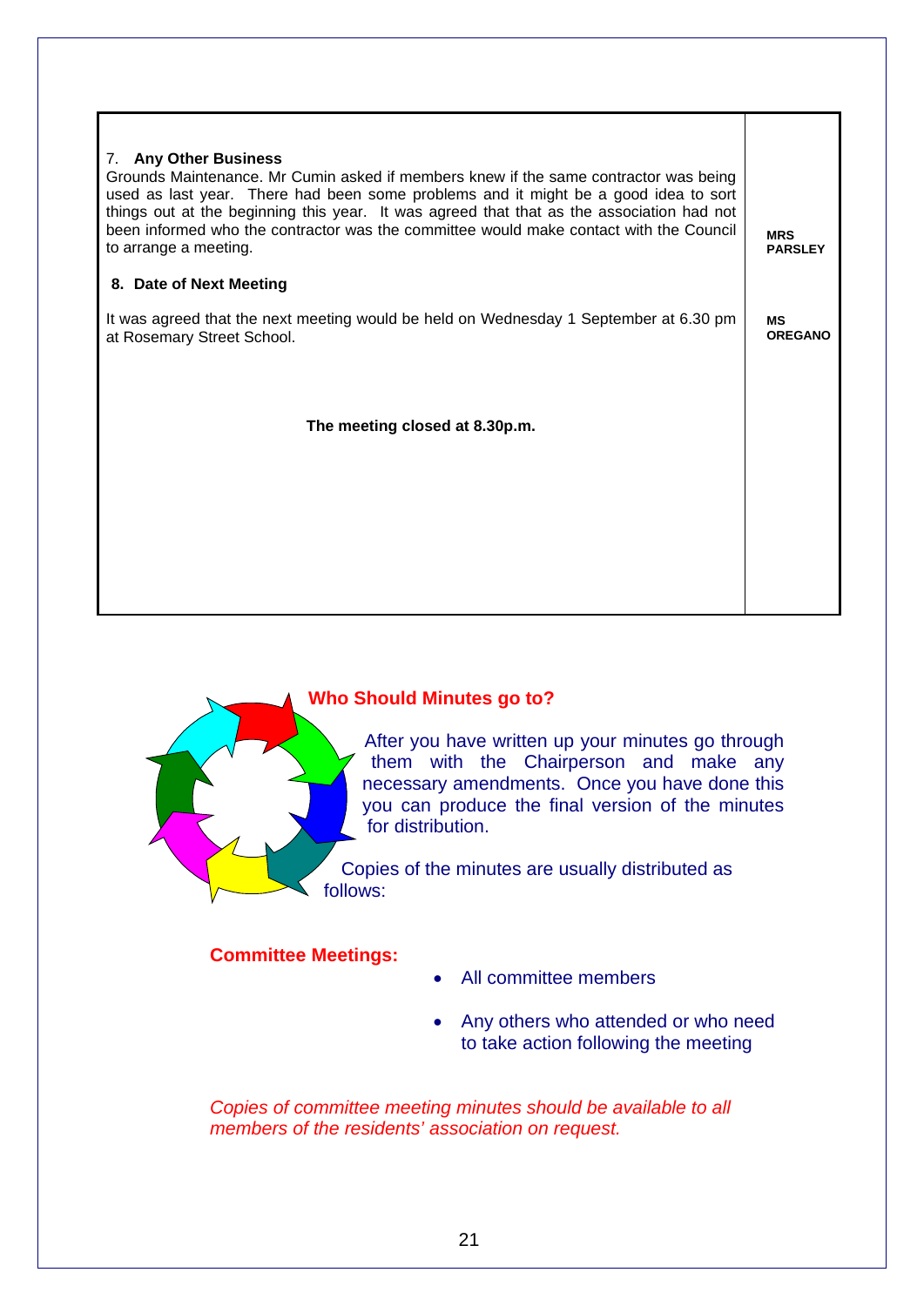| | |
|---|---|
| 7. **Any Other Business**<br>Grounds Maintenance. Mr Cumin asked if members knew if the same contractor was being used as last year. There had been some problems and it might be a good idea to sort things out at the beginning this year. It was agreed that that as the association had not been informed who the contractor was the committee would make contact with the Council to arrange a meeting. | **MRS PARSLEY** |
| **8. Date of Next Meeting**<br><br>It was agreed that the next meeting would be held on Wednesday 1 September at 6.30 pm at Rosemary Street School. | **MS OREGANO** |
| **The meeting closed at 8.30p.m.** | |

## Who Should Minutes go to?

After you have written up your minutes go through them with the Chairperson and make any necessary amendments. Once you have done this you can produce the final version of the minutes for distribution.

Copies of the minutes are usually distributed as follows:

### Committee Meetings:

- All committee members
- Any others who attended or who need to take action following the meeting

*Copies of committee meeting minutes should be available to all members of the residents' association on request.*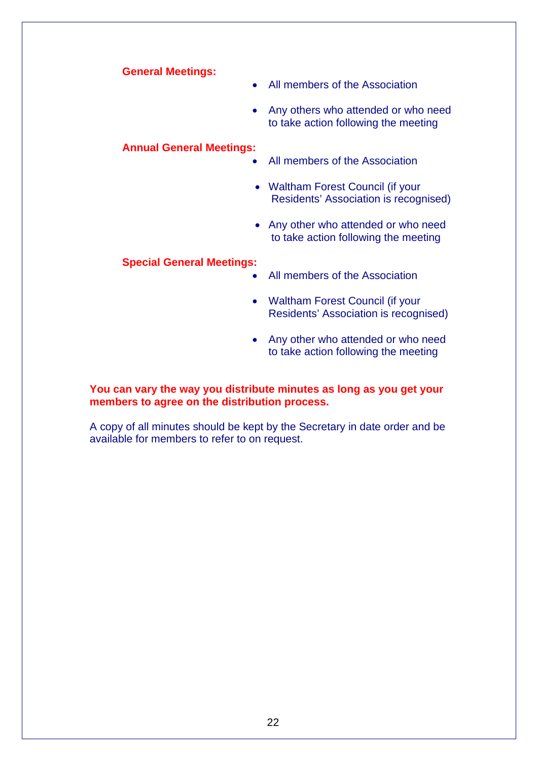**General Meetings:**

- All members of the Association
- Any others who attended or who need to take action following the meeting

**Annual General Meetings:**

- All members of the Association
- Waltham Forest Council (if your Residents' Association is recognised)
- Any other who attended or who need to take action following the meeting

**Special General Meetings:**

- All members of the Association
- Waltham Forest Council (if your Residents' Association is recognised)
- Any other who attended or who need to take action following the meeting

**You can vary the way you distribute minutes as long as you get your members to agree on the distribution process.**

A copy of all minutes should be kept by the Secretary in date order and be available for members to refer to on request.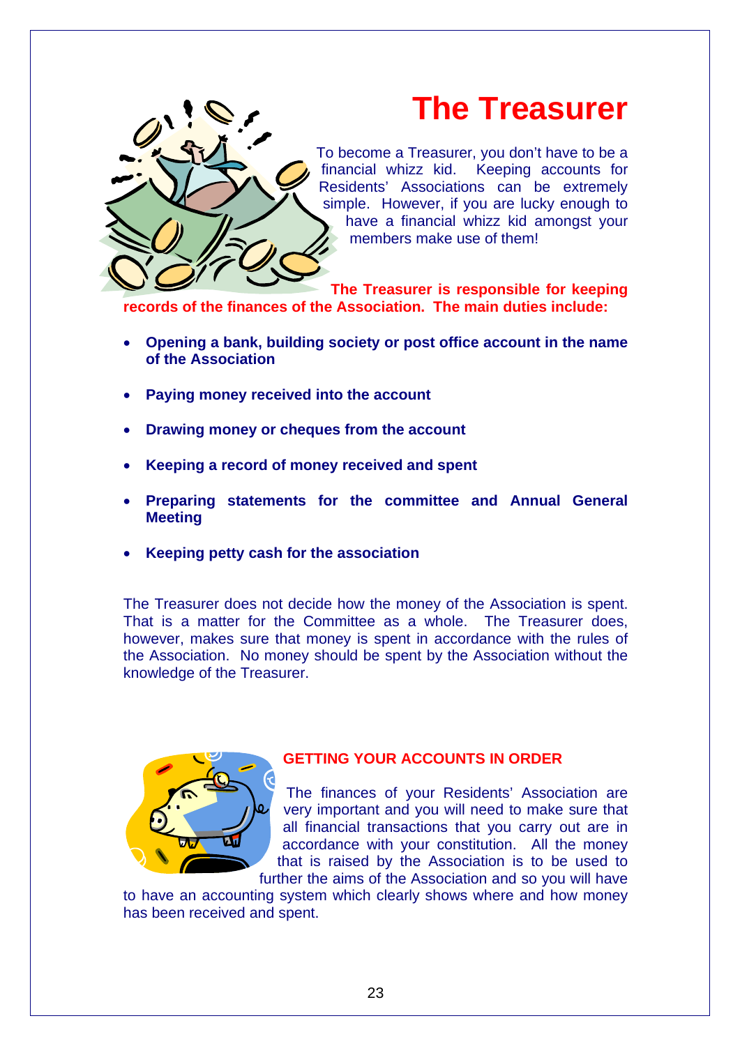# The Treasurer

To become a Treasurer, you don't have to be a financial whizz kid. Keeping accounts for Residents' Associations can be extremely simple. However, if you are lucky enough to have a financial whizz kid amongst your members make use of them!

**The Treasurer is responsible for keeping records of the finances of the Association. The main duties include:**

- **Opening a bank, building society or post office account in the name of the Association**
- **Paying money received into the account**
- **Drawing money or cheques from the account**
- **Keeping a record of money received and spent**
- **Preparing statements for the committee and Annual General Meeting**
- **Keeping petty cash for the association**

The Treasurer does not decide how the money of the Association is spent. That is a matter for the Committee as a whole. The Treasurer does, however, makes sure that money is spent in accordance with the rules of the Association. No money should be spent by the Association without the knowledge of the Treasurer.

## GETTING YOUR ACCOUNTS IN ORDER

The finances of your Residents' Association are very important and you will need to make sure that all financial transactions that you carry out are in accordance with your constitution. All the money that is raised by the Association is to be used to further the aims of the Association and so you will have to have an accounting system which clearly shows where and how money has been received and spent.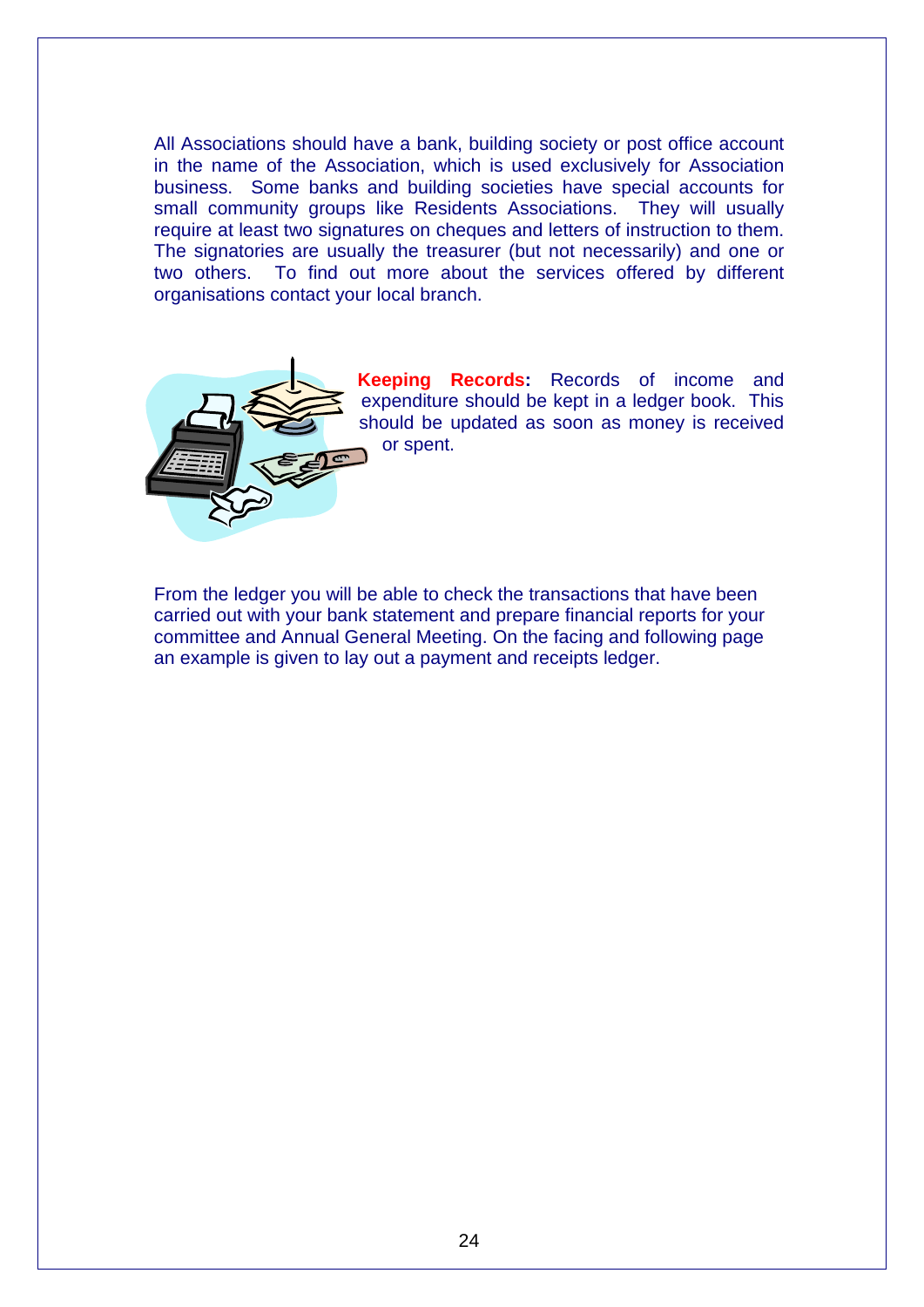All Associations should have a bank, building society or post office account in the name of the Association, which is used exclusively for Association business. Some banks and building societies have special accounts for small community groups like Residents Associations. They will usually require at least two signatures on cheques and letters of instruction to them. The signatories are usually the treasurer (but not necessarily) and one or two others. To find out more about the services offered by different organisations contact your local branch.

**Keeping Records:** Records of income and expenditure should be kept in a ledger book. This should be updated as soon as money is received or spent.

From the ledger you will be able to check the transactions that have been carried out with your bank statement and prepare financial reports for your committee and Annual General Meeting. On the facing and following page an example is given to lay out a payment and receipts ledger.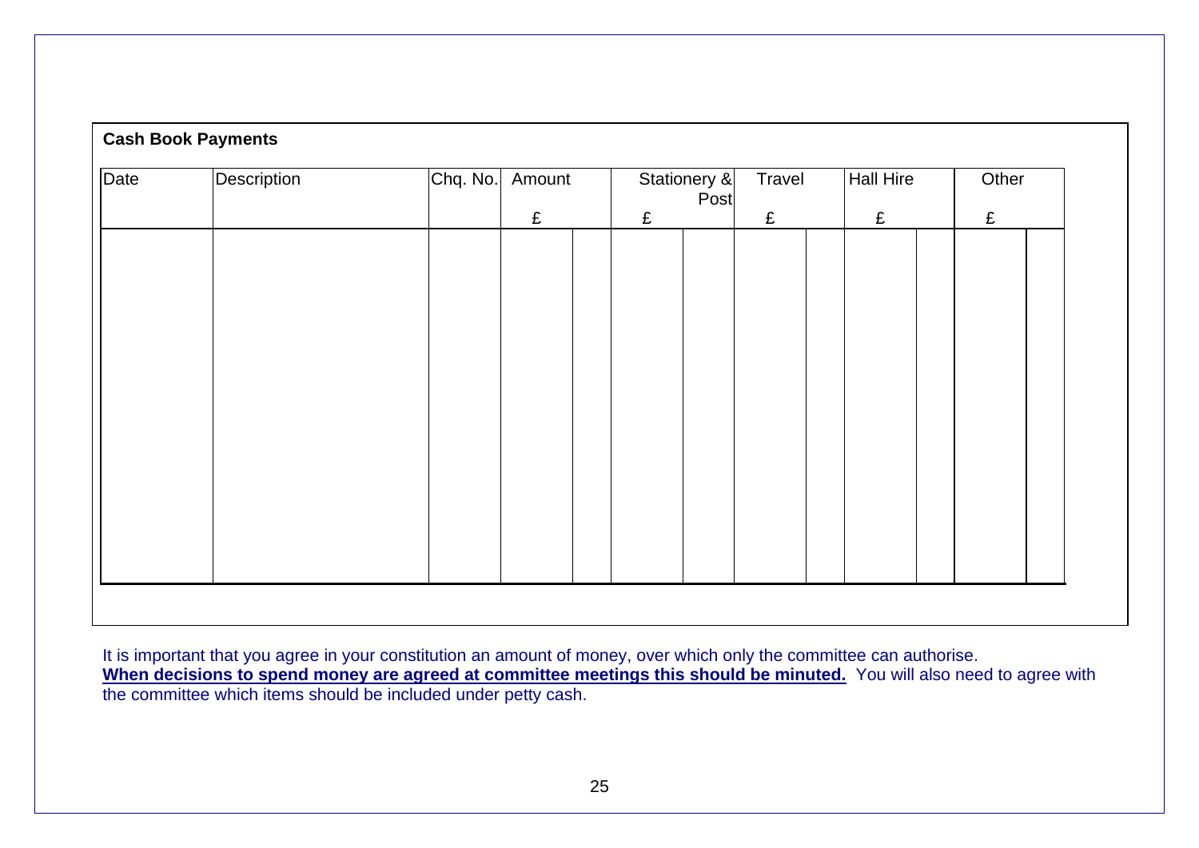**Cash Book Payments**

| Date | Description | Chq. No. | Amount £ | Stationery & Post £ | Travel £ | Hall Hire £ | Other £ |
|---|---|---|---|---|---|---|---|
| | | | | | | | |

It is important that you agree in your constitution an amount of money, over which only the committee can authorise.
**When decisions to spend money are agreed at committee meetings this should be minuted.** You will also need to agree with the committee which items should be included under petty cash.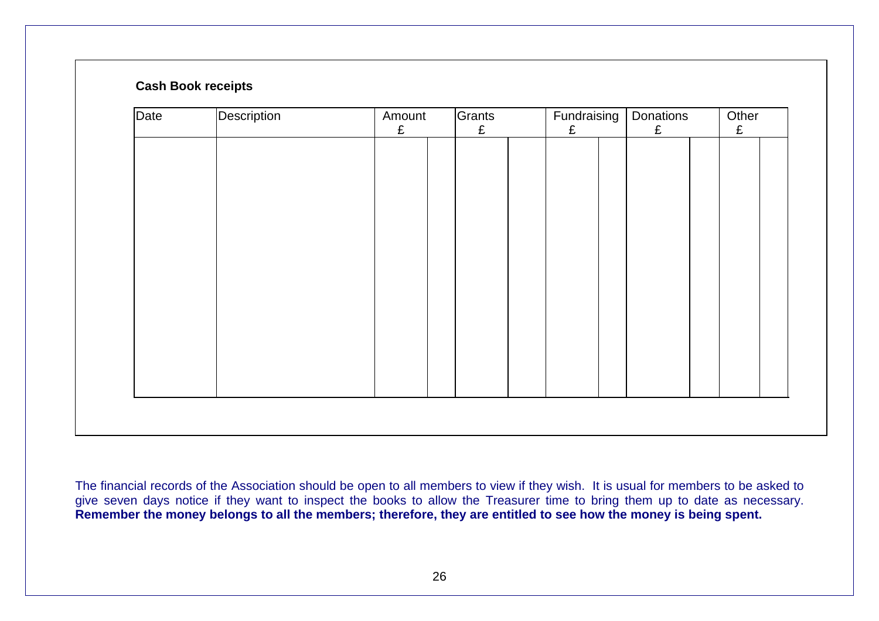**Cash Book receipts**

| Date | Description | Amount £ | | Grants £ | | Fundraising £ | | Donations £ | | Other £ | |
|---|---|---|---|---|---|---|---|---|---|---|---|
| | | | | | | | | | | | |

The financial records of the Association should be open to all members to view if they wish. It is usual for members to be asked to give seven days notice if they want to inspect the books to allow the Treasurer time to bring them up to date as necessary. **Remember the money belongs to all the members; therefore, they are entitled to see how the money is being spent.**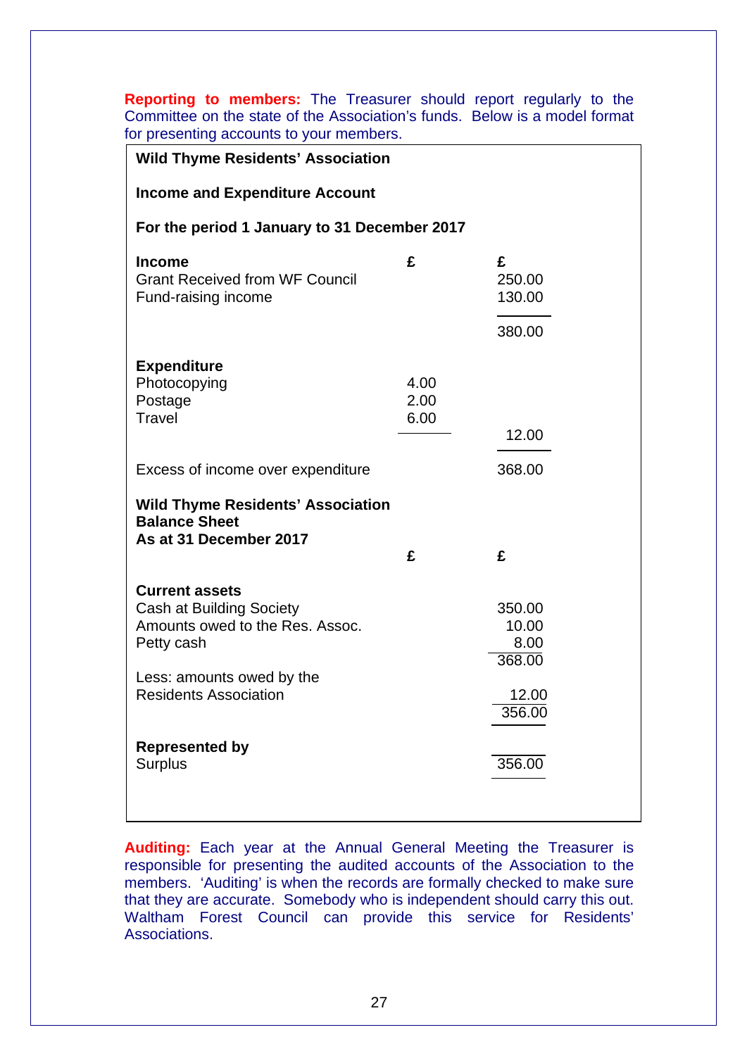**Reporting to members:** The Treasurer should report regularly to the Committee on the state of the Association's funds. Below is a model format for presenting accounts to your members.

**Wild Thyme Residents' Association**

**Income and Expenditure Account**

**For the period 1 January to 31 December 2017**

| **Income** | **£** | **£** |
|---|---|---|
| Grant Received from WF Council | | 250.00 |
| Fund-raising income | | 130.00 |
| | | 380.00 |
| **Expenditure** | | |
| Photocopying | 4.00 | |
| Postage | 2.00 | |
| Travel | 6.00 | |
| | | 12.00 |
| Excess of income over expenditure | | 368.00 |

**Wild Thyme Residents' Association**
**Balance Sheet**
**As at 31 December 2017**

| | **£** | **£** |
|---|---|---|
| **Current assets** | | |
| Cash at Building Society | | 350.00 |
| Amounts owed to the Res. Assoc. | | 10.00 |
| Petty cash | | 8.00 |
| | | 368.00 |
| Less: amounts owed by the Residents Association | | 12.00 |
| | | 356.00 |
| **Represented by** | | |
| Surplus | | 356.00 |

**Auditing:** Each year at the Annual General Meeting the Treasurer is responsible for presenting the audited accounts of the Association to the members. 'Auditing' is when the records are formally checked to make sure that they are accurate. Somebody who is independent should carry this out. Waltham Forest Council can provide this service for Residents' Associations.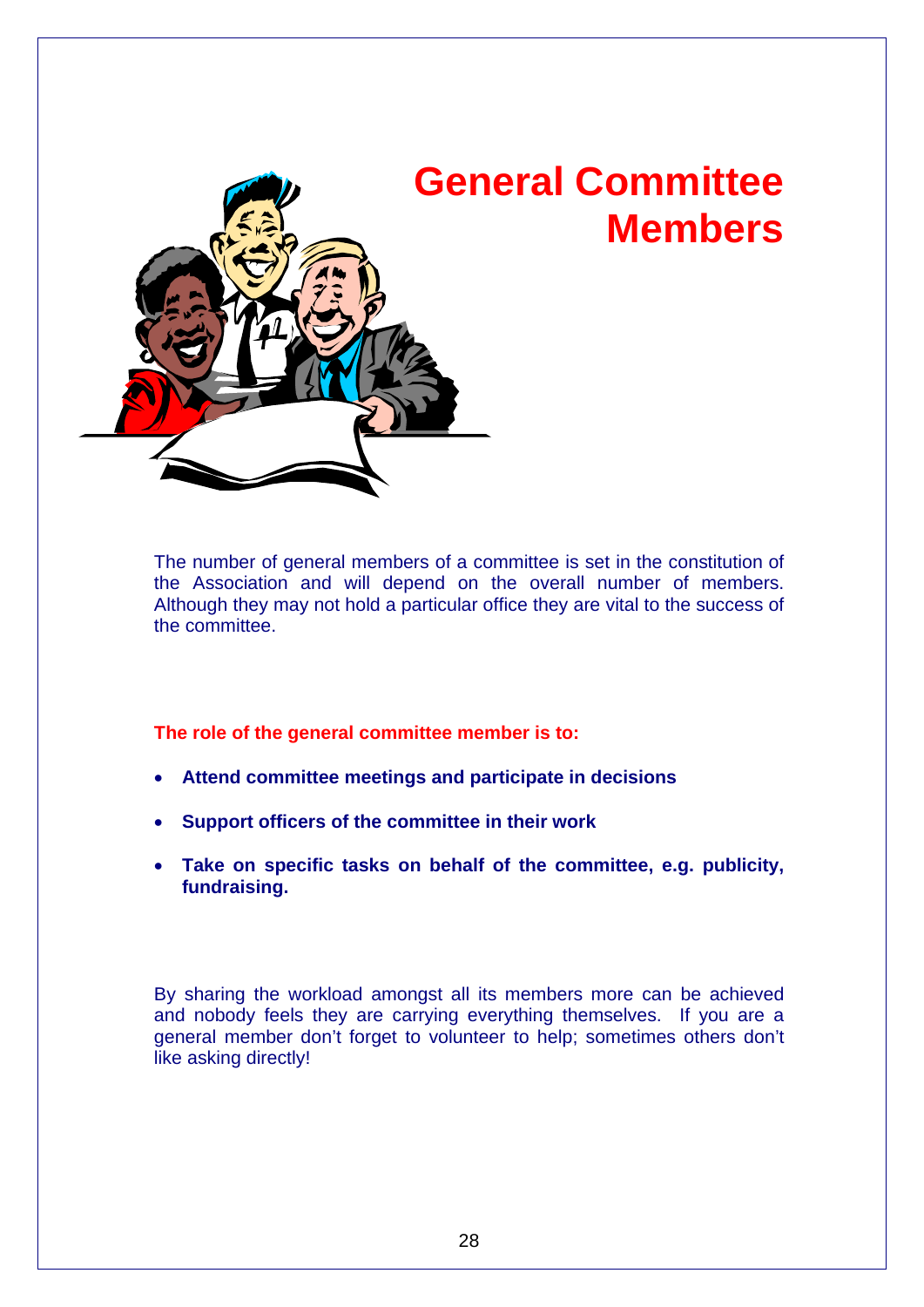# General Committee Members

The number of general members of a committee is set in the constitution of the Association and will depend on the overall number of members. Although they may not hold a particular office they are vital to the success of the committee.

**The role of the general committee member is to:**

- **Attend committee meetings and participate in decisions**
- **Support officers of the committee in their work**
- **Take on specific tasks on behalf of the committee, e.g. publicity, fundraising.**

By sharing the workload amongst all its members more can be achieved and nobody feels they are carrying everything themselves. If you are a general member don't forget to volunteer to help; sometimes others don't like asking directly!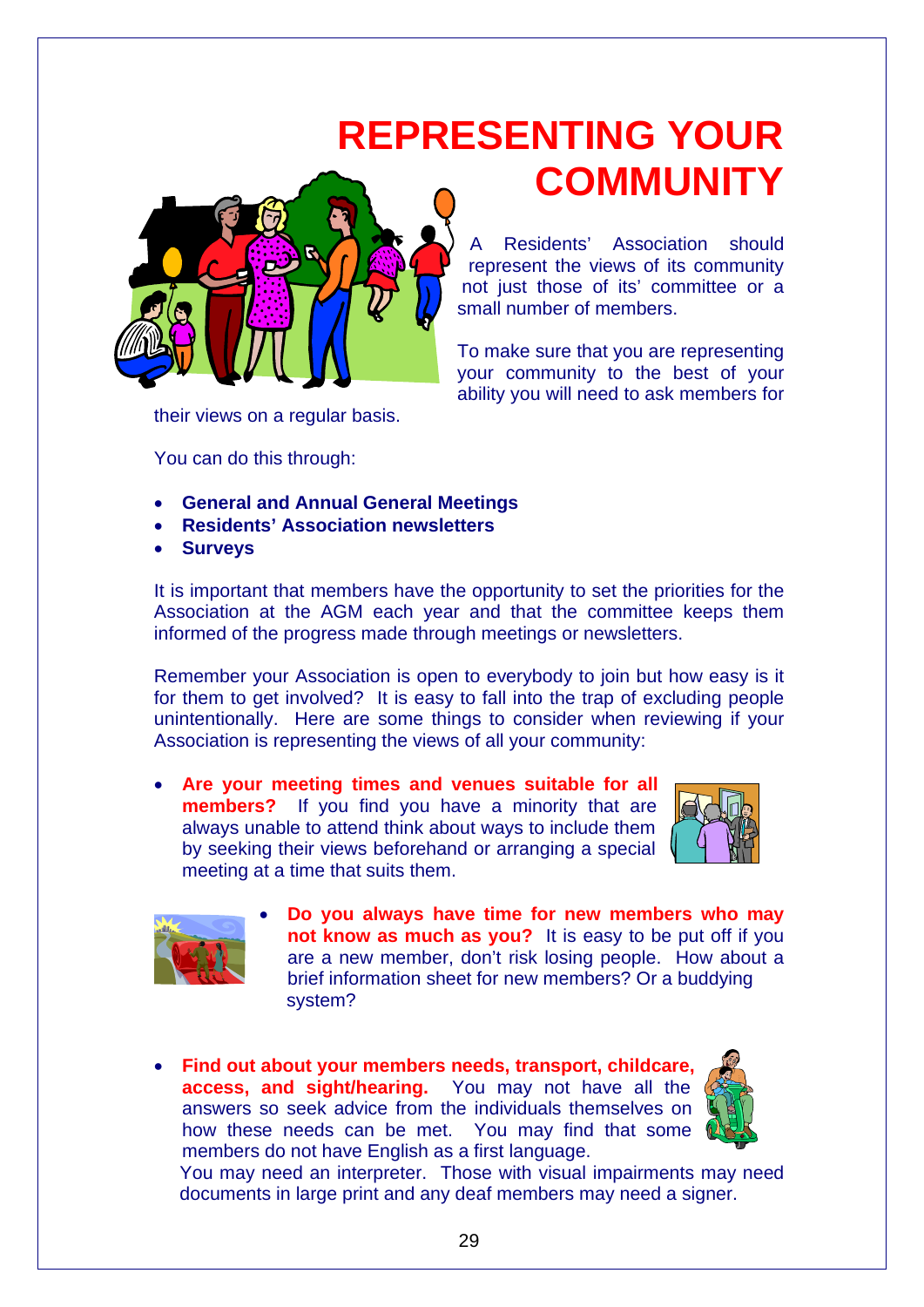# REPRESENTING YOUR COMMUNITY

A Residents' Association should represent the views of its community not just those of its' committee or a small number of members.

To make sure that you are representing your community to the best of your ability you will need to ask members for their views on a regular basis.

You can do this through:

- **General and Annual General Meetings**
- **Residents' Association newsletters**
- **Surveys**

It is important that members have the opportunity to set the priorities for the Association at the AGM each year and that the committee keeps them informed of the progress made through meetings or newsletters.

Remember your Association is open to everybody to join but how easy is it for them to get involved? It is easy to fall into the trap of excluding people unintentionally. Here are some things to consider when reviewing if your Association is representing the views of all your community:

- **Are your meeting times and venues suitable for all members?** If you find you have a minority that are always unable to attend think about ways to include them by seeking their views beforehand or arranging a special meeting at a time that suits them.

- **Do you always have time for new members who may not know as much as you?** It is easy to be put off if you are a new member, don't risk losing people. How about a brief information sheet for new members? Or a buddying system?

- **Find out about your members needs, transport, childcare, access, and sight/hearing.** You may not have all the answers so seek advice from the individuals themselves on how these needs can be met. You may find that some members do not have English as a first language. You may need an interpreter. Those with visual impairments may need documents in large print and any deaf members may need a signer.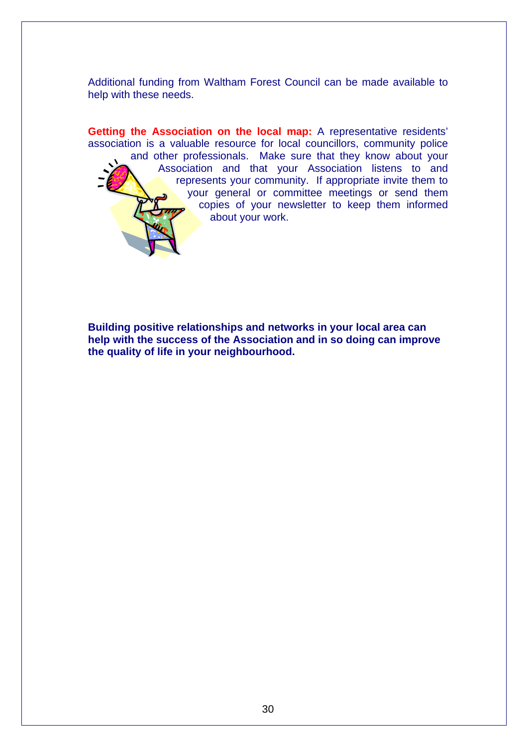Additional funding from Waltham Forest Council can be made available to help with these needs.

**Getting the Association on the local map:** A representative residents' association is a valuable resource for local councillors, community police and other professionals. Make sure that they know about your Association and that your Association listens to and represents your community. If appropriate invite them to your general or committee meetings or send them copies of your newsletter to keep them informed about your work.

**Building positive relationships and networks in your local area can help with the success of the Association and in so doing can improve the quality of life in your neighbourhood.**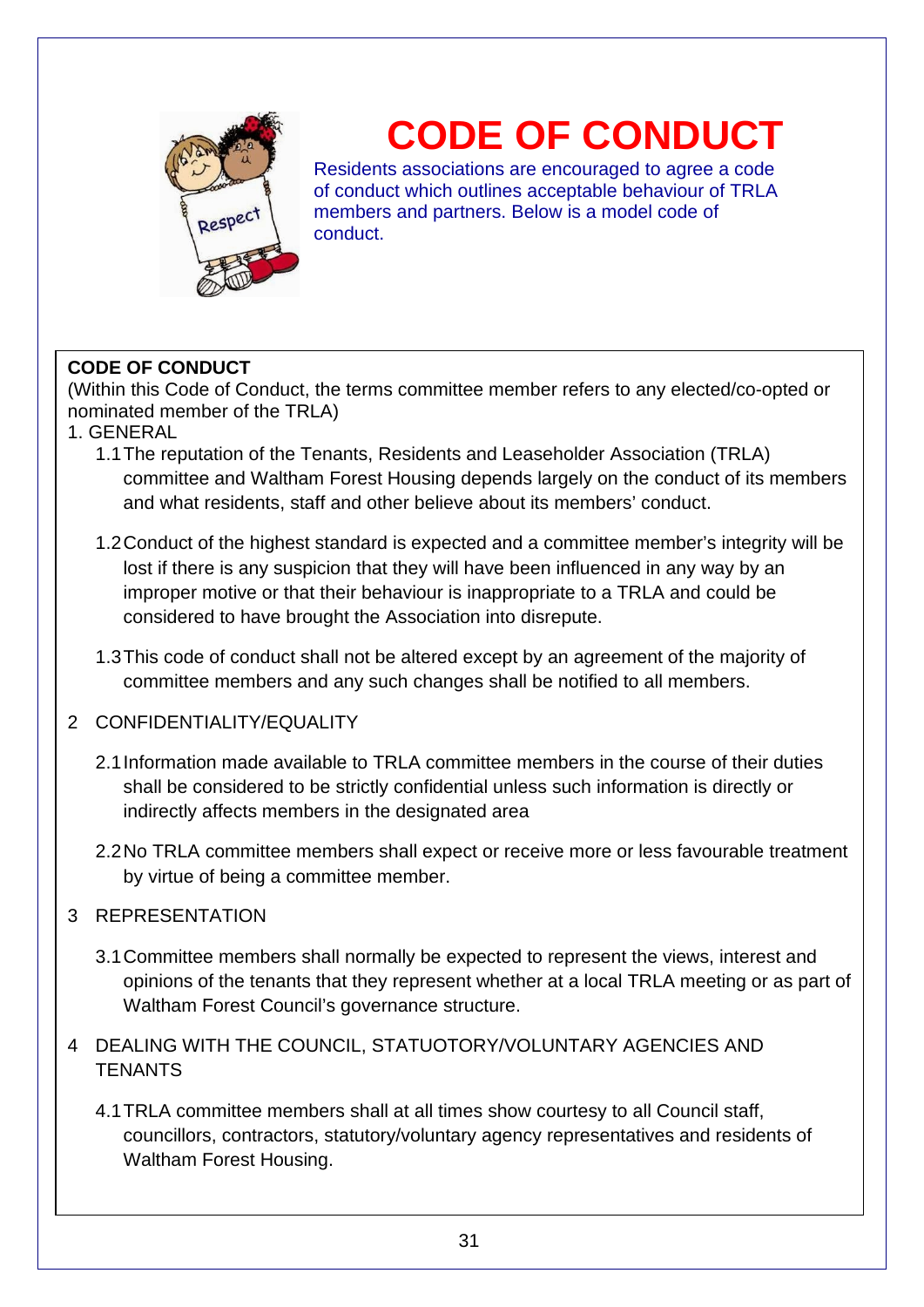# CODE OF CONDUCT

Residents associations are encouraged to agree a code of conduct which outlines acceptable behaviour of TRLA members and partners. Below is a model code of conduct.

**CODE OF CONDUCT**

(Within this Code of Conduct, the terms committee member refers to any elected/co-opted or nominated member of the TRLA)

1. GENERAL

1.1 The reputation of the Tenants, Residents and Leaseholder Association (TRLA) committee and Waltham Forest Housing depends largely on the conduct of its members and what residents, staff and other believe about its members' conduct.

1.2 Conduct of the highest standard is expected and a committee member's integrity will be lost if there is any suspicion that they will have been influenced in any way by an improper motive or that their behaviour is inappropriate to a TRLA and could be considered to have brought the Association into disrepute.

1.3 This code of conduct shall not be altered except by an agreement of the majority of committee members and any such changes shall be notified to all members.

2 CONFIDENTIALITY/EQUALITY

2.1 Information made available to TRLA committee members in the course of their duties shall be considered to be strictly confidential unless such information is directly or indirectly affects members in the designated area

2.2 No TRLA committee members shall expect or receive more or less favourable treatment by virtue of being a committee member.

3 REPRESENTATION

3.1 Committee members shall normally be expected to represent the views, interest and opinions of the tenants that they represent whether at a local TRLA meeting or as part of Waltham Forest Council's governance structure.

4 DEALING WITH THE COUNCIL, STATUOTORY/VOLUNTARY AGENCIES AND TENANTS

4.1 TRLA committee members shall at all times show courtesy to all Council staff, councillors, contractors, statutory/voluntary agency representatives and residents of Waltham Forest Housing.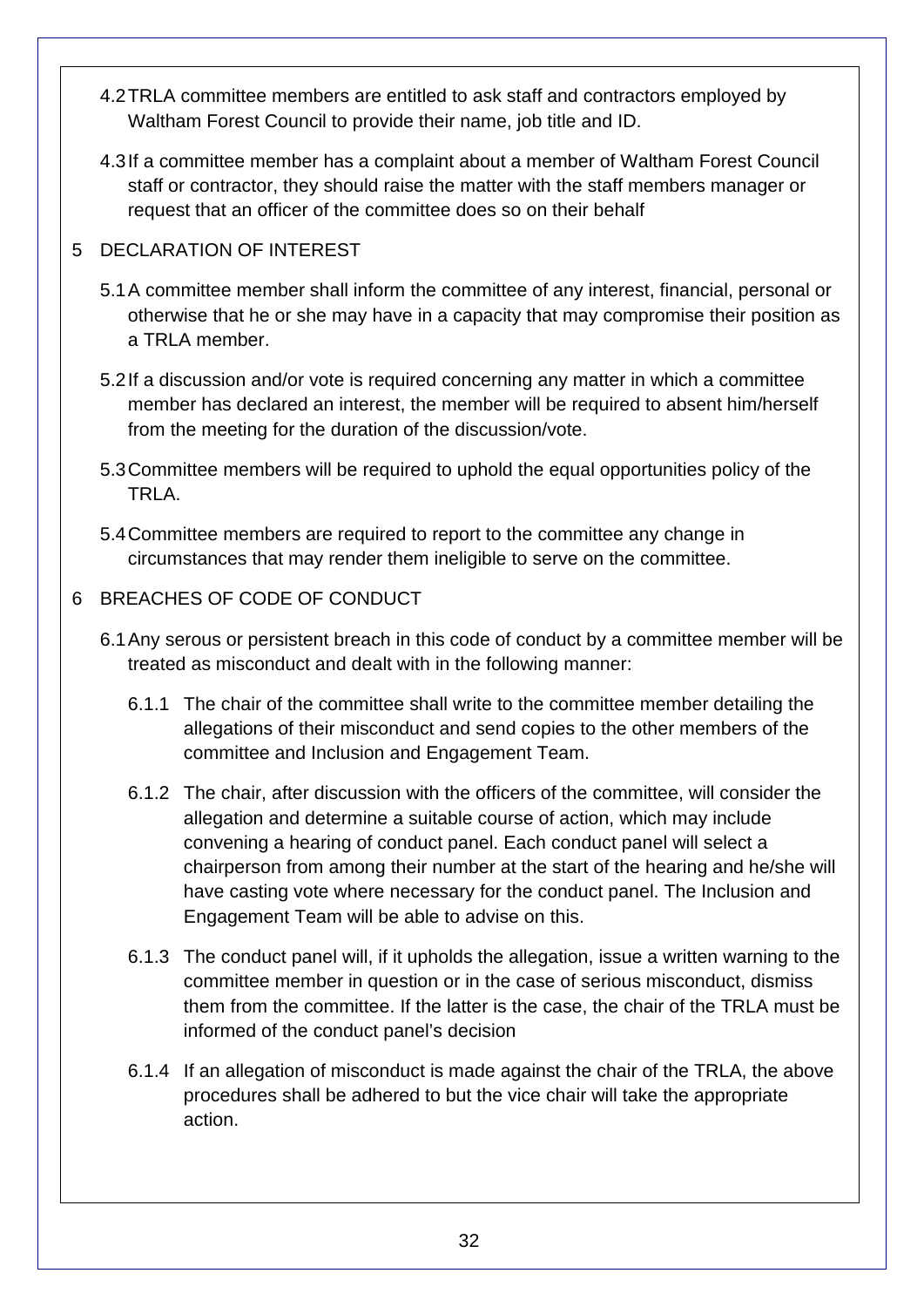4.2 TRLA committee members are entitled to ask staff and contractors employed by Waltham Forest Council to provide their name, job title and ID.

4.3 If a committee member has a complaint about a member of Waltham Forest Council staff or contractor, they should raise the matter with the staff members manager or request that an officer of the committee does so on their behalf

## 5 DECLARATION OF INTEREST

5.1 A committee member shall inform the committee of any interest, financial, personal or otherwise that he or she may have in a capacity that may compromise their position as a TRLA member.

5.2 If a discussion and/or vote is required concerning any matter in which a committee member has declared an interest, the member will be required to absent him/herself from the meeting for the duration of the discussion/vote.

5.3 Committee members will be required to uphold the equal opportunities policy of the TRLA.

5.4 Committee members are required to report to the committee any change in circumstances that may render them ineligible to serve on the committee.

## 6 BREACHES OF CODE OF CONDUCT

6.1 Any serous or persistent breach in this code of conduct by a committee member will be treated as misconduct and dealt with in the following manner:

6.1.1 The chair of the committee shall write to the committee member detailing the allegations of their misconduct and send copies to the other members of the committee and Inclusion and Engagement Team.

6.1.2 The chair, after discussion with the officers of the committee, will consider the allegation and determine a suitable course of action, which may include convening a hearing of conduct panel. Each conduct panel will select a chairperson from among their number at the start of the hearing and he/she will have casting vote where necessary for the conduct panel. The Inclusion and Engagement Team will be able to advise on this.

6.1.3 The conduct panel will, if it upholds the allegation, issue a written warning to the committee member in question or in the case of serious misconduct, dismiss them from the committee. If the latter is the case, the chair of the TRLA must be informed of the conduct panel's decision

6.1.4 If an allegation of misconduct is made against the chair of the TRLA, the above procedures shall be adhered to but the vice chair will take the appropriate action.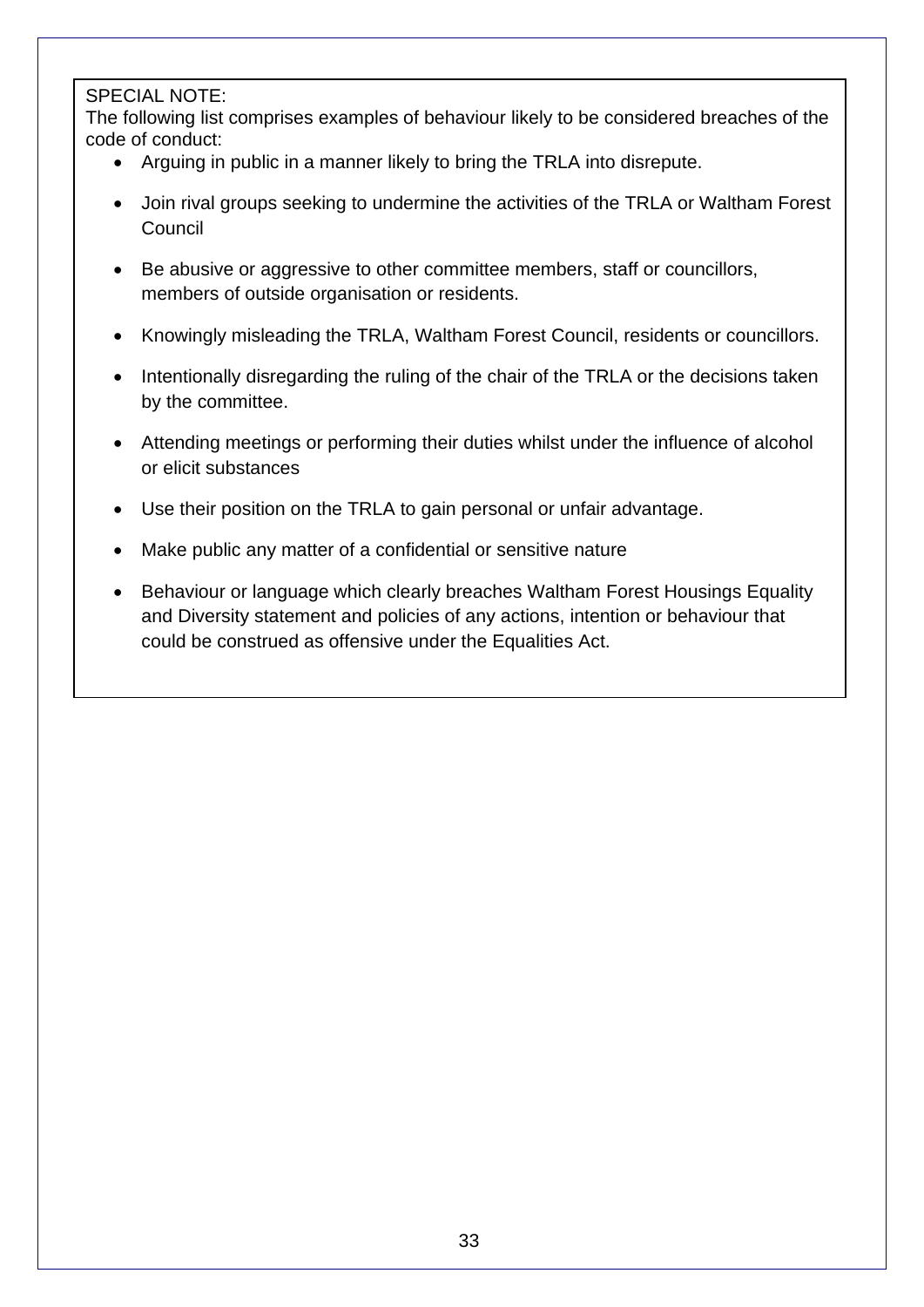SPECIAL NOTE:
The following list comprises examples of behaviour likely to be considered breaches of the code of conduct:

- Arguing in public in a manner likely to bring the TRLA into disrepute.
- Join rival groups seeking to undermine the activities of the TRLA or Waltham Forest Council
- Be abusive or aggressive to other committee members, staff or councillors, members of outside organisation or residents.
- Knowingly misleading the TRLA, Waltham Forest Council, residents or councillors.
- Intentionally disregarding the ruling of the chair of the TRLA or the decisions taken by the committee.
- Attending meetings or performing their duties whilst under the influence of alcohol or elicit substances
- Use their position on the TRLA to gain personal or unfair advantage.
- Make public any matter of a confidential or sensitive nature
- Behaviour or language which clearly breaches Waltham Forest Housings Equality and Diversity statement and policies of any actions, intention or behaviour that could be construed as offensive under the Equalities Act.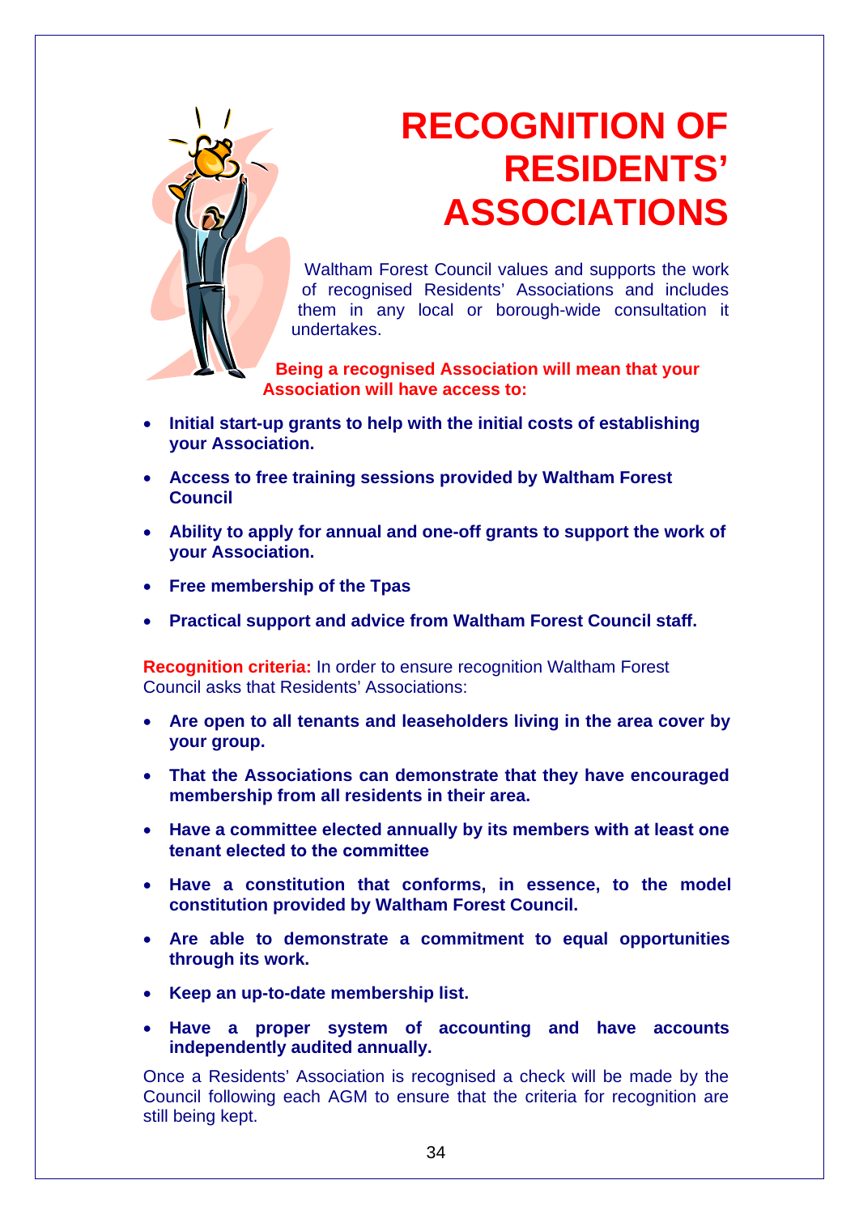# RECOGNITION OF RESIDENTS' ASSOCIATIONS

Waltham Forest Council values and supports the work of recognised Residents' Associations and includes them in any local or borough-wide consultation it undertakes.

**Being a recognised Association will mean that your Association will have access to:**

- **Initial start-up grants to help with the initial costs of establishing your Association.**
- **Access to free training sessions provided by Waltham Forest Council**
- **Ability to apply for annual and one-off grants to support the work of your Association.**
- **Free membership of the Tpas**
- **Practical support and advice from Waltham Forest Council staff.**

**Recognition criteria:** In order to ensure recognition Waltham Forest Council asks that Residents' Associations:

- **Are open to all tenants and leaseholders living in the area cover by your group.**
- **That the Associations can demonstrate that they have encouraged membership from all residents in their area.**
- **Have a committee elected annually by its members with at least one tenant elected to the committee**
- **Have a constitution that conforms, in essence, to the model constitution provided by Waltham Forest Council.**
- **Are able to demonstrate a commitment to equal opportunities through its work.**
- **Keep an up-to-date membership list.**
- **Have a proper system of accounting and have accounts independently audited annually.**

Once a Residents' Association is recognised a check will be made by the Council following each AGM to ensure that the criteria for recognition are still being kept.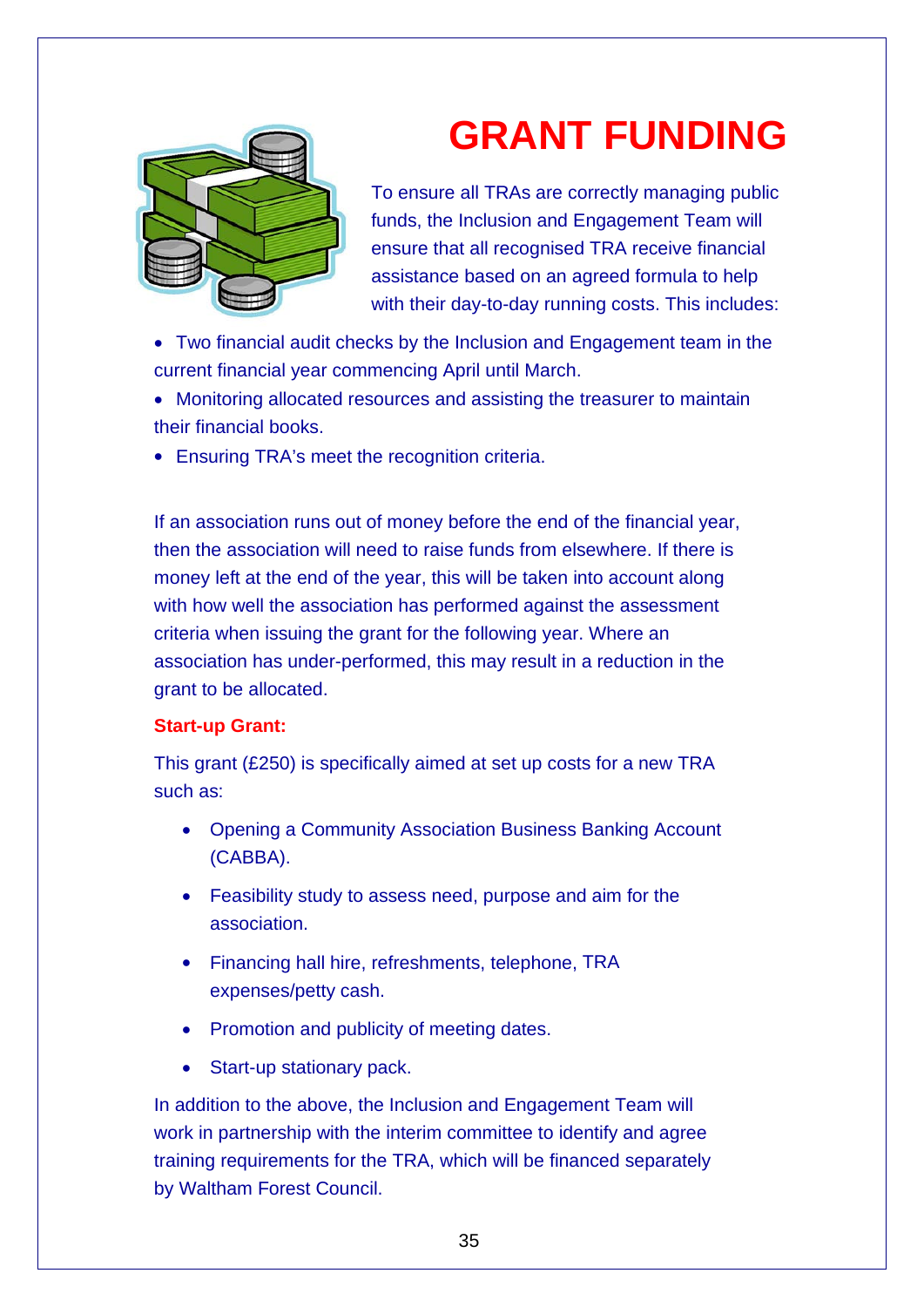# GRANT FUNDING

To ensure all TRAs are correctly managing public funds, the Inclusion and Engagement Team will ensure that all recognised TRA receive financial assistance based on an agreed formula to help with their day-to-day running costs. This includes:

- Two financial audit checks by the Inclusion and Engagement team in the current financial year commencing April until March.
- Monitoring allocated resources and assisting the treasurer to maintain their financial books.
- Ensuring TRA's meet the recognition criteria.

If an association runs out of money before the end of the financial year, then the association will need to raise funds from elsewhere. If there is money left at the end of the year, this will be taken into account along with how well the association has performed against the assessment criteria when issuing the grant for the following year. Where an association has under-performed, this may result in a reduction in the grant to be allocated.

**Start-up Grant:**

This grant (£250) is specifically aimed at set up costs for a new TRA such as:

- Opening a Community Association Business Banking Account (CABBA).
- Feasibility study to assess need, purpose and aim for the association.
- Financing hall hire, refreshments, telephone, TRA expenses/petty cash.
- Promotion and publicity of meeting dates.
- Start-up stationary pack.

In addition to the above, the Inclusion and Engagement Team will work in partnership with the interim committee to identify and agree training requirements for the TRA, which will be financed separately by Waltham Forest Council.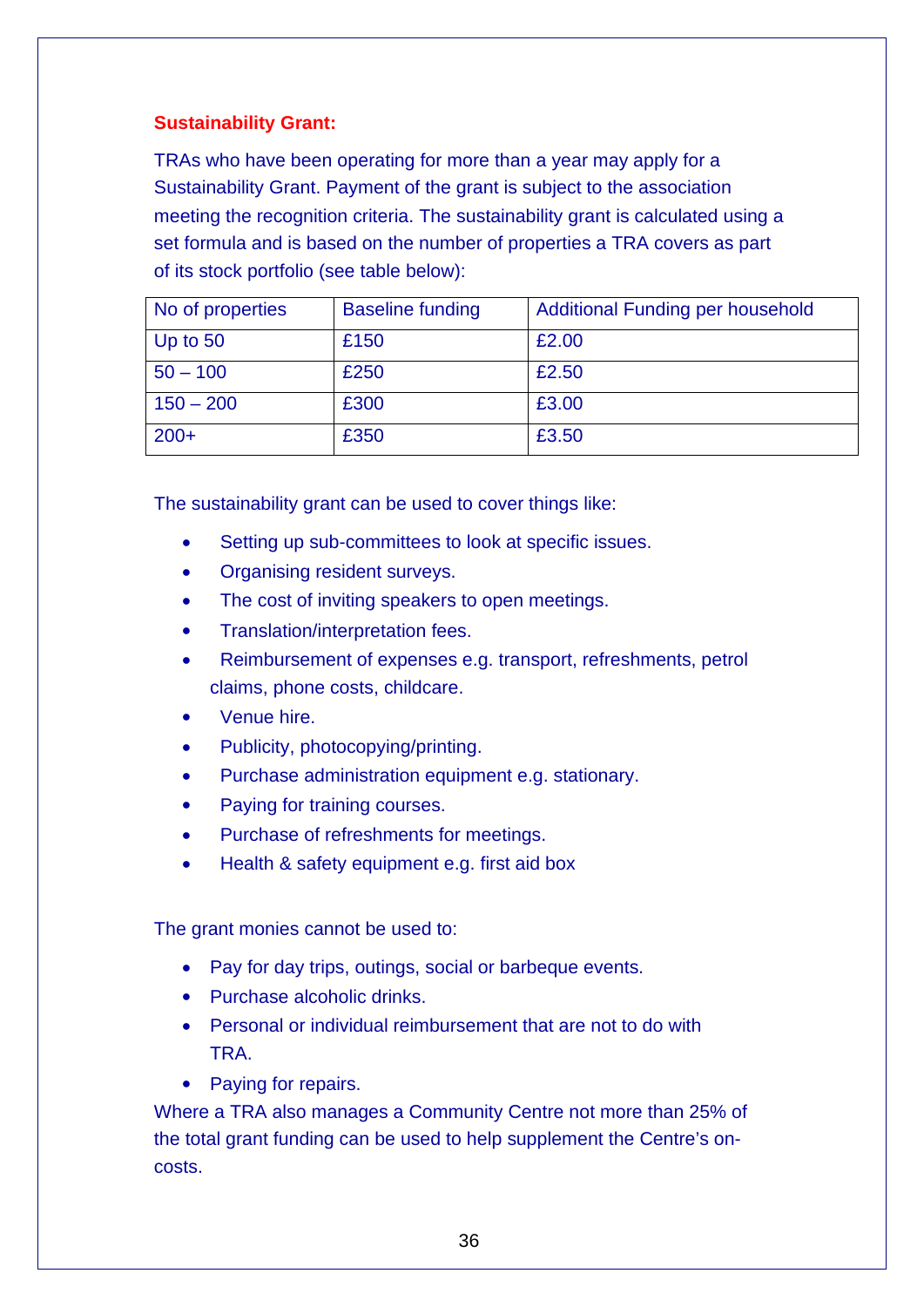**Sustainability Grant:**

TRAs who have been operating for more than a year may apply for a Sustainability Grant. Payment of the grant is subject to the association meeting the recognition criteria. The sustainability grant is calculated using a set formula and is based on the number of properties a TRA covers as part of its stock portfolio (see table below):

| No of properties | Baseline funding | Additional Funding per household |
|---|---|---|
| Up to 50 | £150 | £2.00 |
| 50 – 100 | £250 | £2.50 |
| 150 – 200 | £300 | £3.00 |
| 200+ | £350 | £3.50 |

The sustainability grant can be used to cover things like:

- Setting up sub-committees to look at specific issues.
- Organising resident surveys.
- The cost of inviting speakers to open meetings.
- Translation/interpretation fees.
- Reimbursement of expenses e.g. transport, refreshments, petrol claims, phone costs, childcare.
- Venue hire.
- Publicity, photocopying/printing.
- Purchase administration equipment e.g. stationary.
- Paying for training courses.
- Purchase of refreshments for meetings.
- Health & safety equipment e.g. first aid box

The grant monies cannot be used to:

- Pay for day trips, outings, social or barbeque events.
- Purchase alcoholic drinks.
- Personal or individual reimbursement that are not to do with TRA.
- Paying for repairs.

Where a TRA also manages a Community Centre not more than 25% of the total grant funding can be used to help supplement the Centre's on-costs.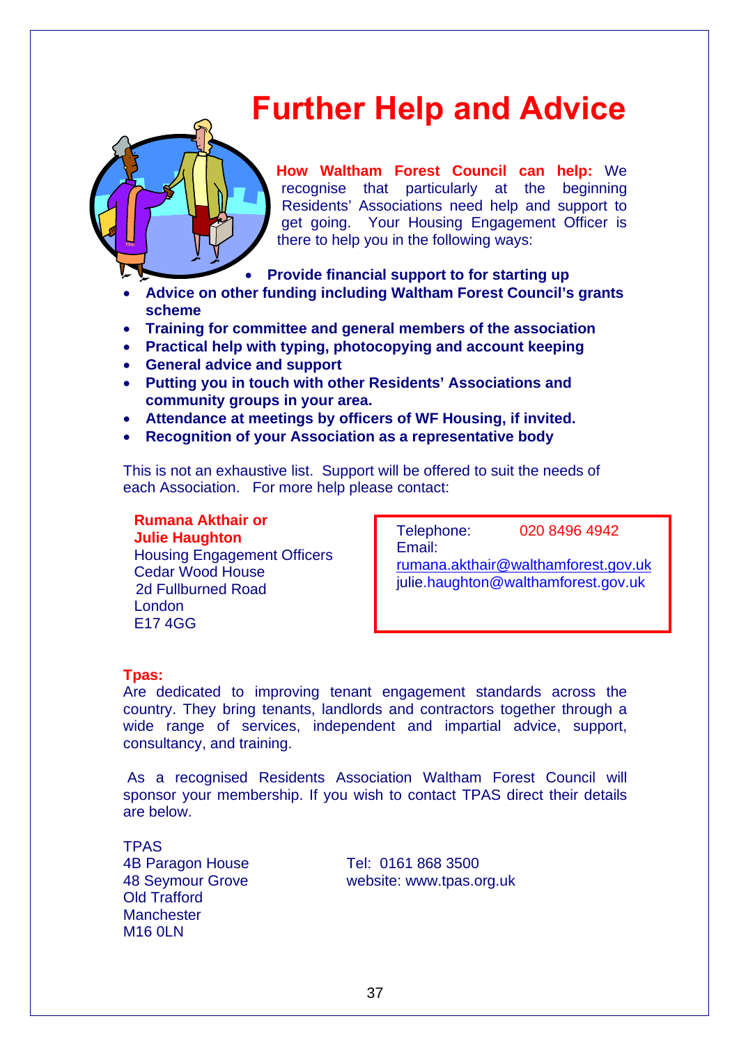# Further Help and Advice

**How Waltham Forest Council can help:** We recognise that particularly at the beginning Residents' Associations need help and support to get going. Your Housing Engagement Officer is there to help you in the following ways:

- **Provide financial support to for starting up**
- **Advice on other funding including Waltham Forest Council's grants scheme**
- **Training for committee and general members of the association**
- **Practical help with typing, photocopying and account keeping**
- **General advice and support**
- **Putting you in touch with other Residents' Associations and community groups in your area.**
- **Attendance at meetings by officers of WF Housing, if invited.**
- **Recognition of your Association as a representative body**

This is not an exhaustive list. Support will be offered to suit the needs of each Association. For more help please contact:

**Rumana Akthair or**
**Julie Haughton**
Housing Engagement Officers
Cedar Wood House
2d Fullburned Road
London
E17 4GG

Telephone: 020 8496 4942
Email:
rumana.akthair@walthamforest.gov.uk
julie.haughton@walthamforest.gov.uk

**Tpas:**
Are dedicated to improving tenant engagement standards across the country. They bring tenants, landlords and contractors together through a wide range of services, independent and impartial advice, support, consultancy, and training.

As a recognised Residents Association Waltham Forest Council will sponsor your membership. If you wish to contact TPAS direct their details are below.

TPAS
4B Paragon House
48 Seymour Grove
Old Trafford
Manchester
M16 0LN

Tel: 0161 868 3500
website: www.tpas.org.uk